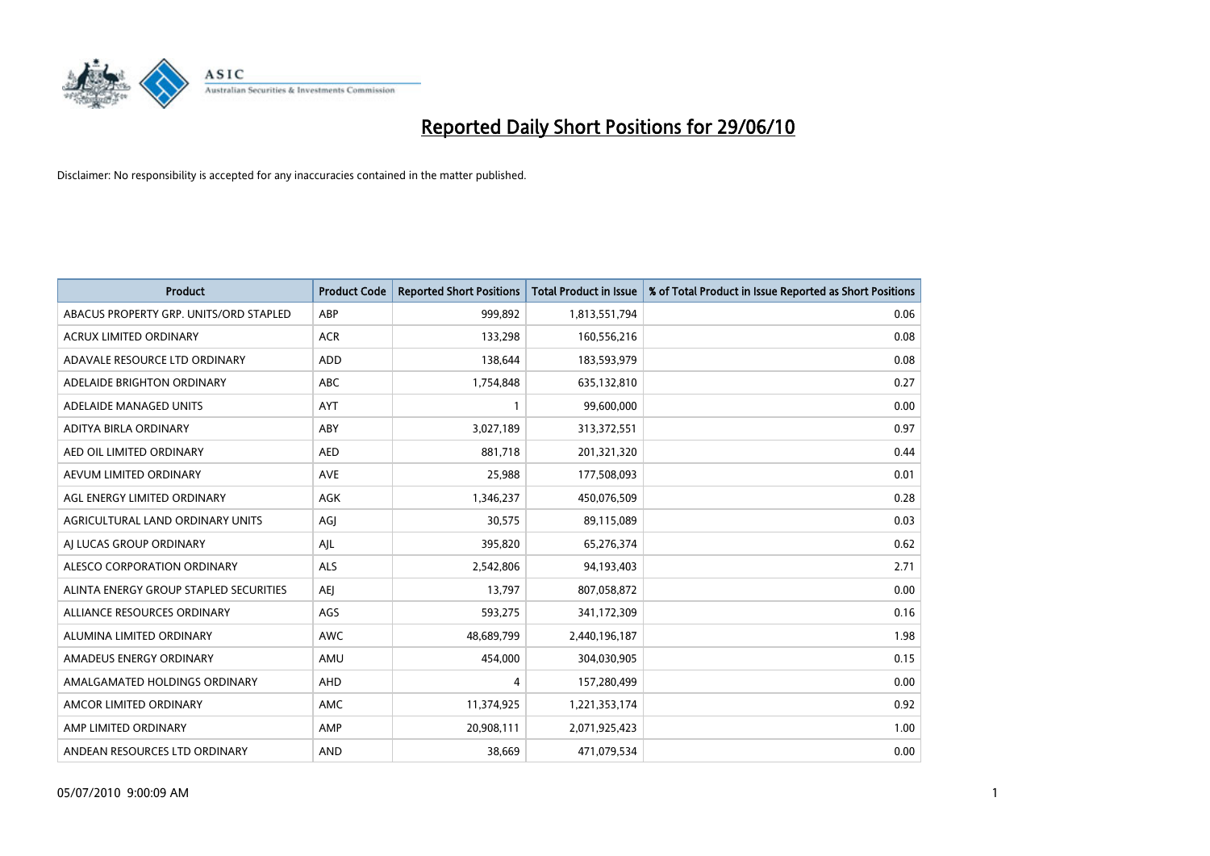# Reported Daily Short Positions for 29/06/10

Disclaimer: No responsibility is accepted for any inaccuracies contained in the matter published.

| Product | Product Code | Reported Short Positions | Total Product in Issue | % of Total Product in Issue Reported as Short Positions |
|---|---|---|---|---|
| ABACUS PROPERTY GRP. UNITS/ORD STAPLED | ABP | 999,892 | 1,813,551,794 | 0.06 |
| ACRUX LIMITED ORDINARY | ACR | 133,298 | 160,556,216 | 0.08 |
| ADAVALE RESOURCE LTD ORDINARY | ADD | 138,644 | 183,593,979 | 0.08 |
| ADELAIDE BRIGHTON ORDINARY | ABC | 1,754,848 | 635,132,810 | 0.27 |
| ADELAIDE MANAGED UNITS | AYT | 1 | 99,600,000 | 0.00 |
| ADITYA BIRLA ORDINARY | ABY | 3,027,189 | 313,372,551 | 0.97 |
| AED OIL LIMITED ORDINARY | AED | 881,718 | 201,321,320 | 0.44 |
| AEVUM LIMITED ORDINARY | AVE | 25,988 | 177,508,093 | 0.01 |
| AGL ENERGY LIMITED ORDINARY | AGK | 1,346,237 | 450,076,509 | 0.28 |
| AGRICULTURAL LAND ORDINARY UNITS | AGJ | 30,575 | 89,115,089 | 0.03 |
| AJ LUCAS GROUP ORDINARY | AJL | 395,820 | 65,276,374 | 0.62 |
| ALESCO CORPORATION ORDINARY | ALS | 2,542,806 | 94,193,403 | 2.71 |
| ALINTA ENERGY GROUP STAPLED SECURITIES | AEJ | 13,797 | 807,058,872 | 0.00 |
| ALLIANCE RESOURCES ORDINARY | AGS | 593,275 | 341,172,309 | 0.16 |
| ALUMINA LIMITED ORDINARY | AWC | 48,689,799 | 2,440,196,187 | 1.98 |
| AMADEUS ENERGY ORDINARY | AMU | 454,000 | 304,030,905 | 0.15 |
| AMALGAMATED HOLDINGS ORDINARY | AHD | 4 | 157,280,499 | 0.00 |
| AMCOR LIMITED ORDINARY | AMC | 11,374,925 | 1,221,353,174 | 0.92 |
| AMP LIMITED ORDINARY | AMP | 20,908,111 | 2,071,925,423 | 1.00 |
| ANDEAN RESOURCES LTD ORDINARY | AND | 38,669 | 471,079,534 | 0.00 |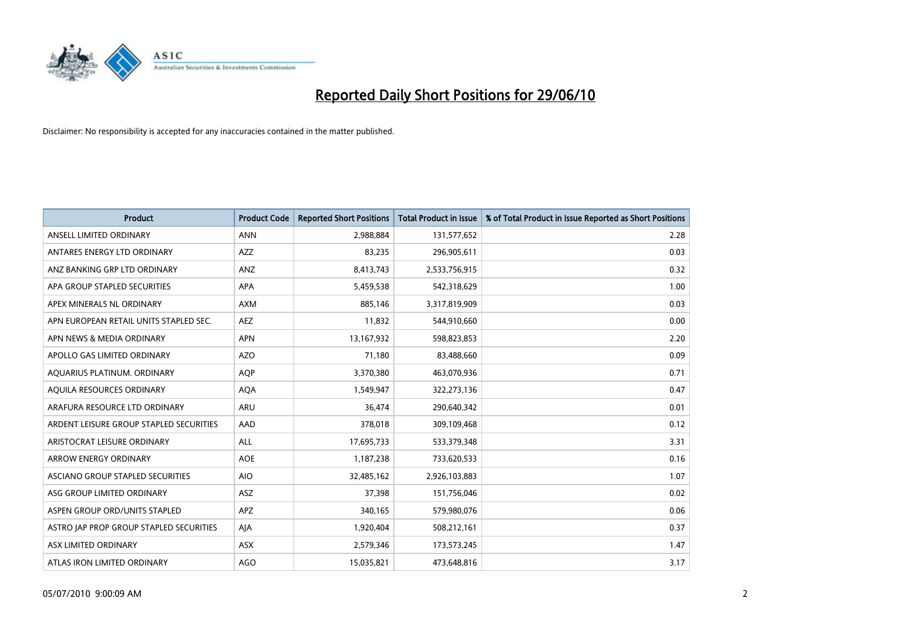# Reported Daily Short Positions for 29/06/10

Disclaimer: No responsibility is accepted for any inaccuracies contained in the matter published.

| Product | Product Code | Reported Short Positions | Total Product in Issue | % of Total Product in Issue Reported as Short Positions |
|---|---|---|---|---|
| ANSELL LIMITED ORDINARY | ANN | 2,988,884 | 131,577,652 | 2.28 |
| ANTARES ENERGY LTD ORDINARY | AZZ | 83,235 | 296,905,611 | 0.03 |
| ANZ BANKING GRP LTD ORDINARY | ANZ | 8,413,743 | 2,533,756,915 | 0.32 |
| APA GROUP STAPLED SECURITIES | APA | 5,459,538 | 542,318,629 | 1.00 |
| APEX MINERALS NL ORDINARY | AXM | 885,146 | 3,317,819,909 | 0.03 |
| APN EUROPEAN RETAIL UNITS STAPLED SEC. | AEZ | 11,832 | 544,910,660 | 0.00 |
| APN NEWS & MEDIA ORDINARY | APN | 13,167,932 | 598,823,853 | 2.20 |
| APOLLO GAS LIMITED ORDINARY | AZO | 71,180 | 83,488,660 | 0.09 |
| AQUARIUS PLATINUM. ORDINARY | AQP | 3,370,380 | 463,070,936 | 0.71 |
| AQUILA RESOURCES ORDINARY | AQA | 1,549,947 | 322,273,136 | 0.47 |
| ARAFURA RESOURCE LTD ORDINARY | ARU | 36,474 | 290,640,342 | 0.01 |
| ARDENT LEISURE GROUP STAPLED SECURITIES | AAD | 378,018 | 309,109,468 | 0.12 |
| ARISTOCRAT LEISURE ORDINARY | ALL | 17,695,733 | 533,379,348 | 3.31 |
| ARROW ENERGY ORDINARY | AOE | 1,187,238 | 733,620,533 | 0.16 |
| ASCIANO GROUP STAPLED SECURITIES | AIO | 32,485,162 | 2,926,103,883 | 1.07 |
| ASG GROUP LIMITED ORDINARY | ASZ | 37,398 | 151,756,046 | 0.02 |
| ASPEN GROUP ORD/UNITS STAPLED | APZ | 340,165 | 579,980,076 | 0.06 |
| ASTRO JAP PROP GROUP STAPLED SECURITIES | AJA | 1,920,404 | 508,212,161 | 0.37 |
| ASX LIMITED ORDINARY | ASX | 2,579,346 | 173,573,245 | 1.47 |
| ATLAS IRON LIMITED ORDINARY | AGO | 15,035,821 | 473,648,816 | 3.17 |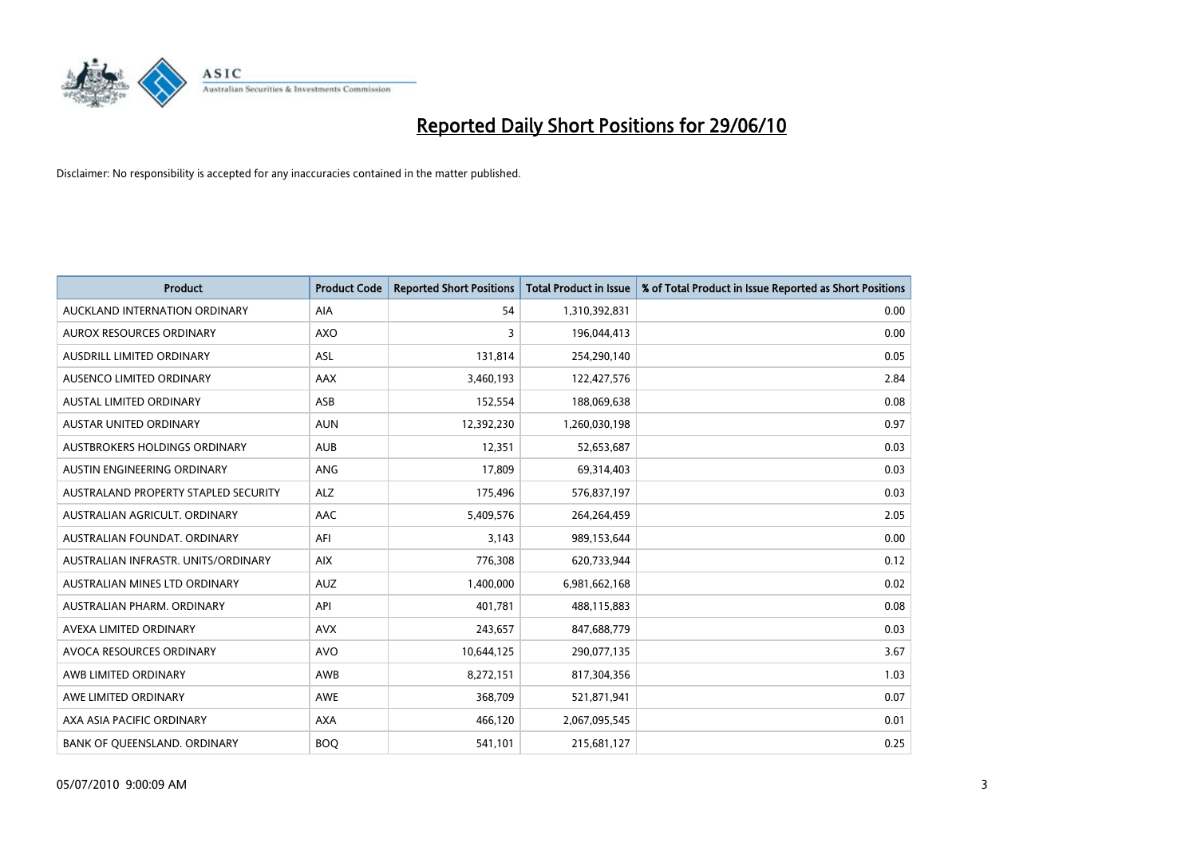# Reported Daily Short Positions for 29/06/10

Disclaimer: No responsibility is accepted for any inaccuracies contained in the matter published.

| Product | Product Code | Reported Short Positions | Total Product in Issue | % of Total Product in Issue Reported as Short Positions |
|---|---|---|---|---|
| AUCKLAND INTERNATION ORDINARY | AIA | 54 | 1,310,392,831 | 0.00 |
| AUROX RESOURCES ORDINARY | AXO | 3 | 196,044,413 | 0.00 |
| AUSDRILL LIMITED ORDINARY | ASL | 131,814 | 254,290,140 | 0.05 |
| AUSENCO LIMITED ORDINARY | AAX | 3,460,193 | 122,427,576 | 2.84 |
| AUSTAL LIMITED ORDINARY | ASB | 152,554 | 188,069,638 | 0.08 |
| AUSTAR UNITED ORDINARY | AUN | 12,392,230 | 1,260,030,198 | 0.97 |
| AUSTBROKERS HOLDINGS ORDINARY | AUB | 12,351 | 52,653,687 | 0.03 |
| AUSTIN ENGINEERING ORDINARY | ANG | 17,809 | 69,314,403 | 0.03 |
| AUSTRALAND PROPERTY STAPLED SECURITY | ALZ | 175,496 | 576,837,197 | 0.03 |
| AUSTRALIAN AGRICULT. ORDINARY | AAC | 5,409,576 | 264,264,459 | 2.05 |
| AUSTRALIAN FOUNDAT. ORDINARY | AFI | 3,143 | 989,153,644 | 0.00 |
| AUSTRALIAN INFRASTR. UNITS/ORDINARY | AIX | 776,308 | 620,733,944 | 0.12 |
| AUSTRALIAN MINES LTD ORDINARY | AUZ | 1,400,000 | 6,981,662,168 | 0.02 |
| AUSTRALIAN PHARM. ORDINARY | API | 401,781 | 488,115,883 | 0.08 |
| AVEXA LIMITED ORDINARY | AVX | 243,657 | 847,688,779 | 0.03 |
| AVOCA RESOURCES ORDINARY | AVO | 10,644,125 | 290,077,135 | 3.67 |
| AWB LIMITED ORDINARY | AWB | 8,272,151 | 817,304,356 | 1.03 |
| AWE LIMITED ORDINARY | AWE | 368,709 | 521,871,941 | 0.07 |
| AXA ASIA PACIFIC ORDINARY | AXA | 466,120 | 2,067,095,545 | 0.01 |
| BANK OF QUEENSLAND. ORDINARY | BOQ | 541,101 | 215,681,127 | 0.25 |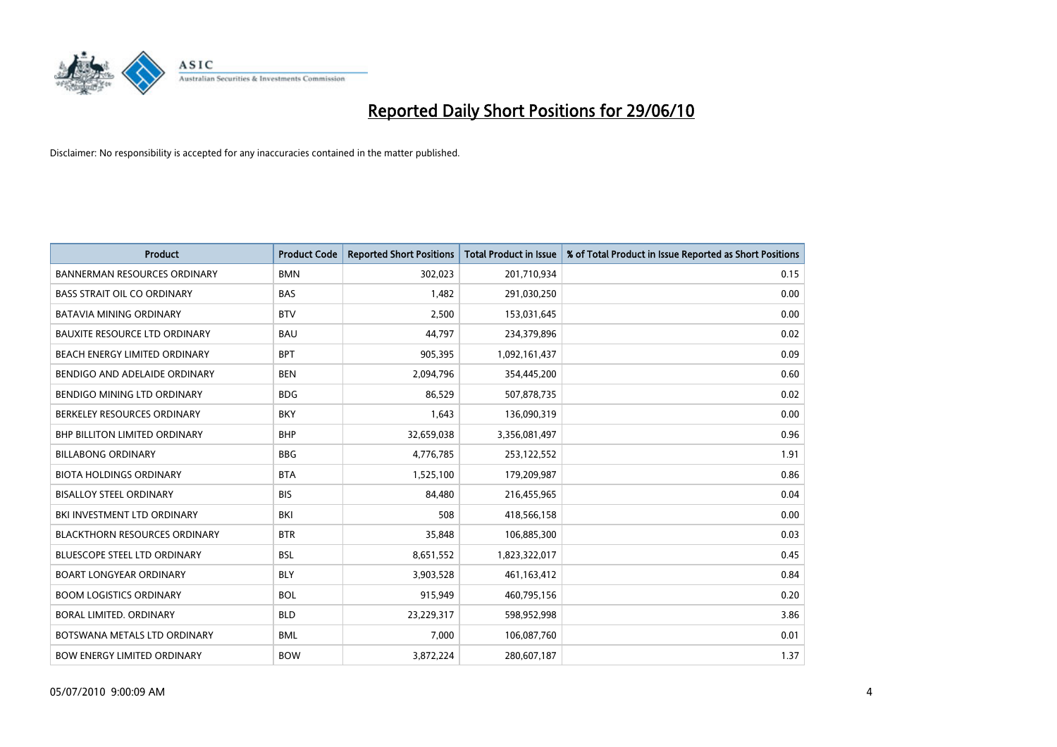# Reported Daily Short Positions for 29/06/10

Disclaimer: No responsibility is accepted for any inaccuracies contained in the matter published.

| Product | Product Code | Reported Short Positions | Total Product in Issue | % of Total Product in Issue Reported as Short Positions |
| --- | --- | --- | --- | --- |
| BANNERMAN RESOURCES ORDINARY | BMN | 302,023 | 201,710,934 | 0.15 |
| BASS STRAIT OIL CO ORDINARY | BAS | 1,482 | 291,030,250 | 0.00 |
| BATAVIA MINING ORDINARY | BTV | 2,500 | 153,031,645 | 0.00 |
| BAUXITE RESOURCE LTD ORDINARY | BAU | 44,797 | 234,379,896 | 0.02 |
| BEACH ENERGY LIMITED ORDINARY | BPT | 905,395 | 1,092,161,437 | 0.09 |
| BENDIGO AND ADELAIDE ORDINARY | BEN | 2,094,796 | 354,445,200 | 0.60 |
| BENDIGO MINING LTD ORDINARY | BDG | 86,529 | 507,878,735 | 0.02 |
| BERKELEY RESOURCES ORDINARY | BKY | 1,643 | 136,090,319 | 0.00 |
| BHP BILLITON LIMITED ORDINARY | BHP | 32,659,038 | 3,356,081,497 | 0.96 |
| BILLABONG ORDINARY | BBG | 4,776,785 | 253,122,552 | 1.91 |
| BIOTA HOLDINGS ORDINARY | BTA | 1,525,100 | 179,209,987 | 0.86 |
| BISALLOY STEEL ORDINARY | BIS | 84,480 | 216,455,965 | 0.04 |
| BKI INVESTMENT LTD ORDINARY | BKI | 508 | 418,566,158 | 0.00 |
| BLACKTHORN RESOURCES ORDINARY | BTR | 35,848 | 106,885,300 | 0.03 |
| BLUESCOPE STEEL LTD ORDINARY | BSL | 8,651,552 | 1,823,322,017 | 0.45 |
| BOART LONGYEAR ORDINARY | BLY | 3,903,528 | 461,163,412 | 0.84 |
| BOOM LOGISTICS ORDINARY | BOL | 915,949 | 460,795,156 | 0.20 |
| BORAL LIMITED. ORDINARY | BLD | 23,229,317 | 598,952,998 | 3.86 |
| BOTSWANA METALS LTD ORDINARY | BML | 7,000 | 106,087,760 | 0.01 |
| BOW ENERGY LIMITED ORDINARY | BOW | 3,872,224 | 280,607,187 | 1.37 |

05/07/2010 9:00:09 AM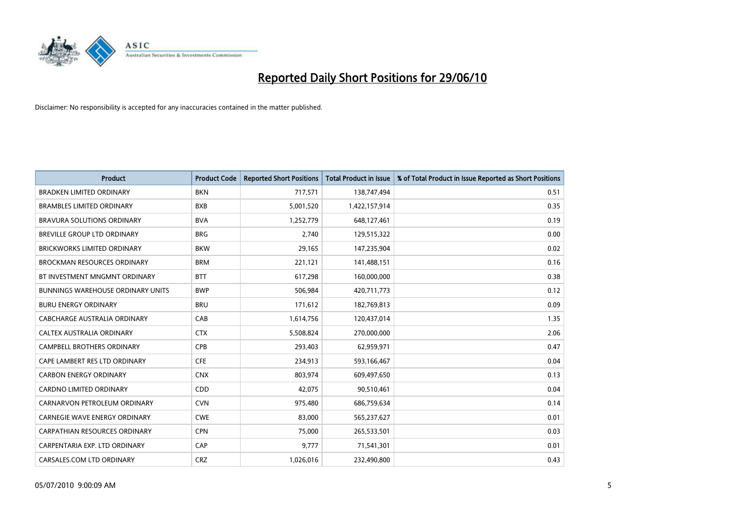# Reported Daily Short Positions for 29/06/10

Disclaimer: No responsibility is accepted for any inaccuracies contained in the matter published.

| Product | Product Code | Reported Short Positions | Total Product in Issue | % of Total Product in Issue Reported as Short Positions |
|---|---|---|---|---|
| BRADKEN LIMITED ORDINARY | BKN | 717,571 | 138,747,494 | 0.51 |
| BRAMBLES LIMITED ORDINARY | BXB | 5,001,520 | 1,422,157,914 | 0.35 |
| BRAVURA SOLUTIONS ORDINARY | BVA | 1,252,779 | 648,127,461 | 0.19 |
| BREVILLE GROUP LTD ORDINARY | BRG | 2,740 | 129,515,322 | 0.00 |
| BRICKWORKS LIMITED ORDINARY | BKW | 29,165 | 147,235,904 | 0.02 |
| BROCKMAN RESOURCES ORDINARY | BRM | 221,121 | 141,488,151 | 0.16 |
| BT INVESTMENT MNGMNT ORDINARY | BTT | 617,298 | 160,000,000 | 0.38 |
| BUNNINGS WAREHOUSE ORDINARY UNITS | BWP | 506,984 | 420,711,773 | 0.12 |
| BURU ENERGY ORDINARY | BRU | 171,612 | 182,769,813 | 0.09 |
| CABCHARGE AUSTRALIA ORDINARY | CAB | 1,614,756 | 120,437,014 | 1.35 |
| CALTEX AUSTRALIA ORDINARY | CTX | 5,508,824 | 270,000,000 | 2.06 |
| CAMPBELL BROTHERS ORDINARY | CPB | 293,403 | 62,959,971 | 0.47 |
| CAPE LAMBERT RES LTD ORDINARY | CFE | 234,913 | 593,166,467 | 0.04 |
| CARBON ENERGY ORDINARY | CNX | 803,974 | 609,497,650 | 0.13 |
| CARDNO LIMITED ORDINARY | CDD | 42,075 | 90,510,461 | 0.04 |
| CARNARVON PETROLEUM ORDINARY | CVN | 975,480 | 686,759,634 | 0.14 |
| CARNEGIE WAVE ENERGY ORDINARY | CWE | 83,000 | 565,237,627 | 0.01 |
| CARPATHIAN RESOURCES ORDINARY | CPN | 75,000 | 265,533,501 | 0.03 |
| CARPENTARIA EXP. LTD ORDINARY | CAP | 9,777 | 71,541,301 | 0.01 |
| CARSALES.COM LTD ORDINARY | CRZ | 1,026,016 | 232,490,800 | 0.43 |

05/07/2010 9:00:09 AM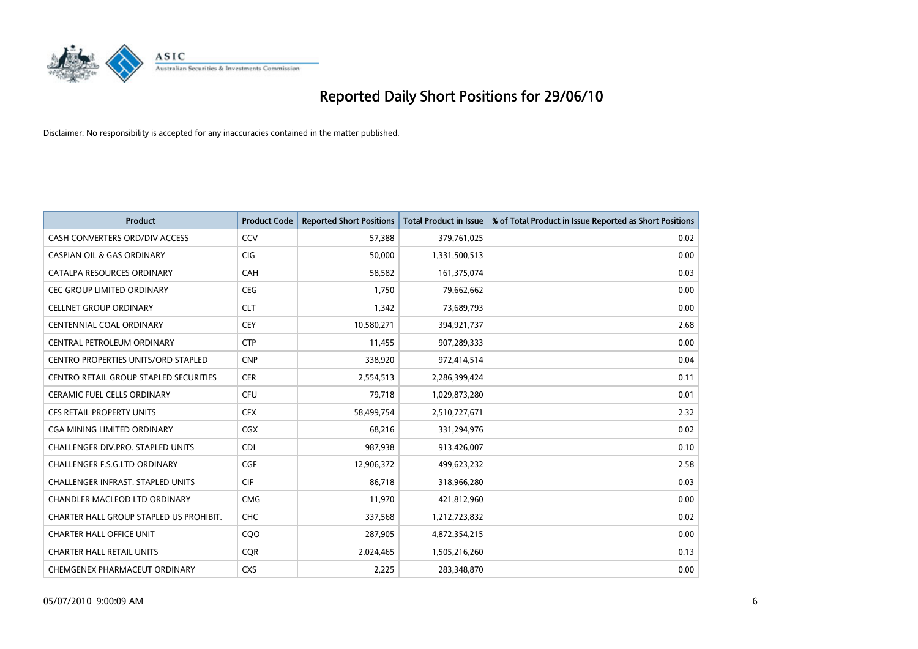# Reported Daily Short Positions for 29/06/10

Disclaimer: No responsibility is accepted for any inaccuracies contained in the matter published.

| Product | Product Code | Reported Short Positions | Total Product in Issue | % of Total Product in Issue Reported as Short Positions |
|---|---|---|---|---|
| CASH CONVERTERS ORD/DIV ACCESS | CCV | 57,388 | 379,761,025 | 0.02 |
| CASPIAN OIL & GAS ORDINARY | CIG | 50,000 | 1,331,500,513 | 0.00 |
| CATALPA RESOURCES ORDINARY | CAH | 58,582 | 161,375,074 | 0.03 |
| CEC GROUP LIMITED ORDINARY | CEG | 1,750 | 79,662,662 | 0.00 |
| CELLNET GROUP ORDINARY | CLT | 1,342 | 73,689,793 | 0.00 |
| CENTENNIAL COAL ORDINARY | CEY | 10,580,271 | 394,921,737 | 2.68 |
| CENTRAL PETROLEUM ORDINARY | CTP | 11,455 | 907,289,333 | 0.00 |
| CENTRO PROPERTIES UNITS/ORD STAPLED | CNP | 338,920 | 972,414,514 | 0.04 |
| CENTRO RETAIL GROUP STAPLED SECURITIES | CER | 2,554,513 | 2,286,399,424 | 0.11 |
| CERAMIC FUEL CELLS ORDINARY | CFU | 79,718 | 1,029,873,280 | 0.01 |
| CFS RETAIL PROPERTY UNITS | CFX | 58,499,754 | 2,510,727,671 | 2.32 |
| CGA MINING LIMITED ORDINARY | CGX | 68,216 | 331,294,976 | 0.02 |
| CHALLENGER DIV.PRO. STAPLED UNITS | CDI | 987,938 | 913,426,007 | 0.10 |
| CHALLENGER F.S.G.LTD ORDINARY | CGF | 12,906,372 | 499,623,232 | 2.58 |
| CHALLENGER INFRAST. STAPLED UNITS | CIF | 86,718 | 318,966,280 | 0.03 |
| CHANDLER MACLEOD LTD ORDINARY | CMG | 11,970 | 421,812,960 | 0.00 |
| CHARTER HALL GROUP STAPLED US PROHIBIT. | CHC | 337,568 | 1,212,723,832 | 0.02 |
| CHARTER HALL OFFICE UNIT | CQO | 287,905 | 4,872,354,215 | 0.00 |
| CHARTER HALL RETAIL UNITS | CQR | 2,024,465 | 1,505,216,260 | 0.13 |
| CHEMGENEX PHARMACEUT ORDINARY | CXS | 2,225 | 283,348,870 | 0.00 |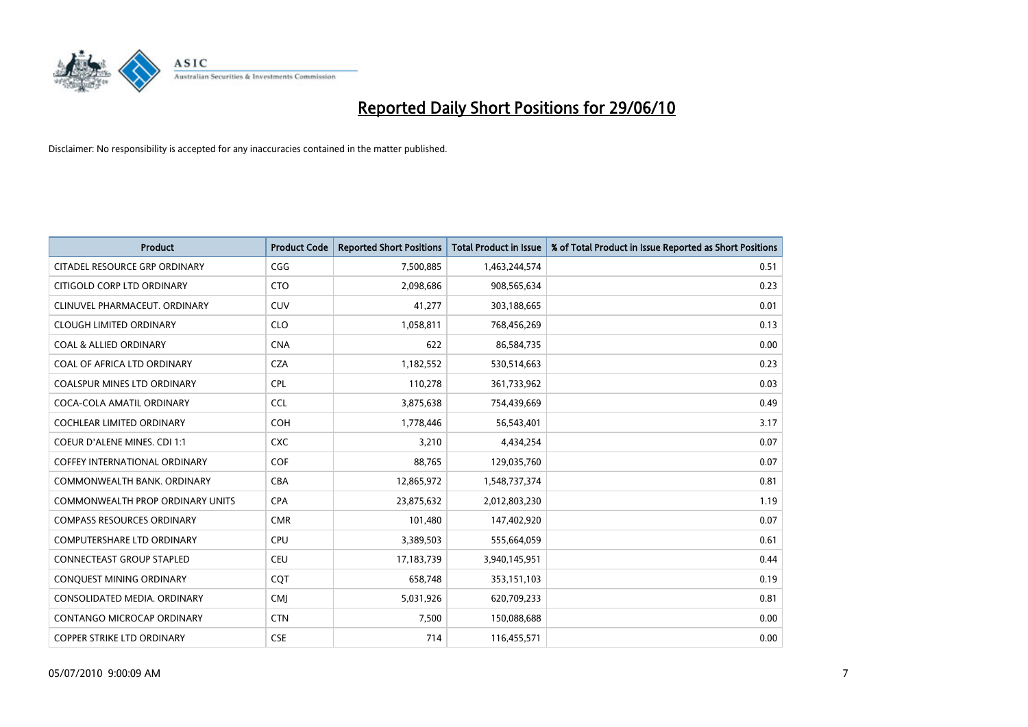# Reported Daily Short Positions for 29/06/10

Disclaimer: No responsibility is accepted for any inaccuracies contained in the matter published.

| Product | Product Code | Reported Short Positions | Total Product in Issue | % of Total Product in Issue Reported as Short Positions |
|---|---|---|---|---|
| CITADEL RESOURCE GRP ORDINARY | CGG | 7,500,885 | 1,463,244,574 | 0.51 |
| CITIGOLD CORP LTD ORDINARY | CTO | 2,098,686 | 908,565,634 | 0.23 |
| CLINUVEL PHARMACEUT. ORDINARY | CUV | 41,277 | 303,188,665 | 0.01 |
| CLOUGH LIMITED ORDINARY | CLO | 1,058,811 | 768,456,269 | 0.13 |
| COAL & ALLIED ORDINARY | CNA | 622 | 86,584,735 | 0.00 |
| COAL OF AFRICA LTD ORDINARY | CZA | 1,182,552 | 530,514,663 | 0.23 |
| COALSPUR MINES LTD ORDINARY | CPL | 110,278 | 361,733,962 | 0.03 |
| COCA-COLA AMATIL ORDINARY | CCL | 3,875,638 | 754,439,669 | 0.49 |
| COCHLEAR LIMITED ORDINARY | COH | 1,778,446 | 56,543,401 | 3.17 |
| COEUR D'ALENE MINES. CDI 1:1 | CXC | 3,210 | 4,434,254 | 0.07 |
| COFFEY INTERNATIONAL ORDINARY | COF | 88,765 | 129,035,760 | 0.07 |
| COMMONWEALTH BANK. ORDINARY | CBA | 12,865,972 | 1,548,737,374 | 0.81 |
| COMMONWEALTH PROP ORDINARY UNITS | CPA | 23,875,632 | 2,012,803,230 | 1.19 |
| COMPASS RESOURCES ORDINARY | CMR | 101,480 | 147,402,920 | 0.07 |
| COMPUTERSHARE LTD ORDINARY | CPU | 3,389,503 | 555,664,059 | 0.61 |
| CONNECTEAST GROUP STAPLED | CEU | 17,183,739 | 3,940,145,951 | 0.44 |
| CONQUEST MINING ORDINARY | CQT | 658,748 | 353,151,103 | 0.19 |
| CONSOLIDATED MEDIA. ORDINARY | CMJ | 5,031,926 | 620,709,233 | 0.81 |
| CONTANGO MICROCAP ORDINARY | CTN | 7,500 | 150,088,688 | 0.00 |
| COPPER STRIKE LTD ORDINARY | CSE | 714 | 116,455,571 | 0.00 |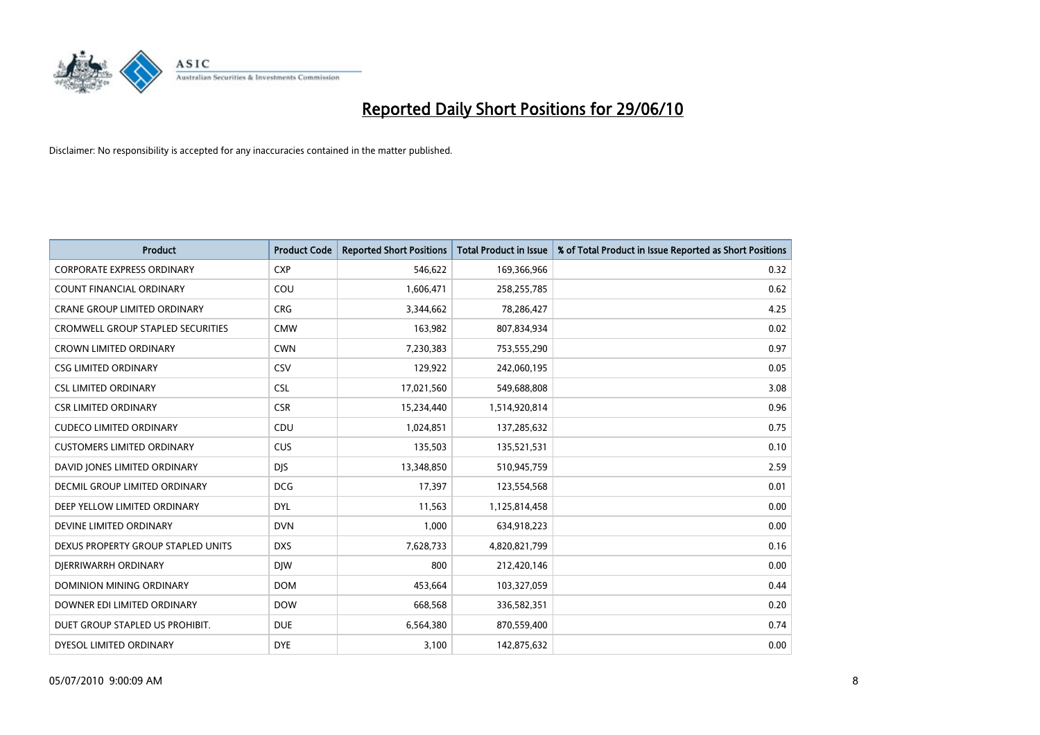# Reported Daily Short Positions for 29/06/10

Disclaimer: No responsibility is accepted for any inaccuracies contained in the matter published.

| Product | Product Code | Reported Short Positions | Total Product in Issue | % of Total Product in Issue Reported as Short Positions |
|---|---|---|---|---|
| CORPORATE EXPRESS ORDINARY | CXP | 546,622 | 169,366,966 | 0.32 |
| COUNT FINANCIAL ORDINARY | COU | 1,606,471 | 258,255,785 | 0.62 |
| CRANE GROUP LIMITED ORDINARY | CRG | 3,344,662 | 78,286,427 | 4.25 |
| CROMWELL GROUP STAPLED SECURITIES | CMW | 163,982 | 807,834,934 | 0.02 |
| CROWN LIMITED ORDINARY | CWN | 7,230,383 | 753,555,290 | 0.97 |
| CSG LIMITED ORDINARY | CSV | 129,922 | 242,060,195 | 0.05 |
| CSL LIMITED ORDINARY | CSL | 17,021,560 | 549,688,808 | 3.08 |
| CSR LIMITED ORDINARY | CSR | 15,234,440 | 1,514,920,814 | 0.96 |
| CUDECO LIMITED ORDINARY | CDU | 1,024,851 | 137,285,632 | 0.75 |
| CUSTOMERS LIMITED ORDINARY | CUS | 135,503 | 135,521,531 | 0.10 |
| DAVID JONES LIMITED ORDINARY | DJS | 13,348,850 | 510,945,759 | 2.59 |
| DECMIL GROUP LIMITED ORDINARY | DCG | 17,397 | 123,554,568 | 0.01 |
| DEEP YELLOW LIMITED ORDINARY | DYL | 11,563 | 1,125,814,458 | 0.00 |
| DEVINE LIMITED ORDINARY | DVN | 1,000 | 634,918,223 | 0.00 |
| DEXUS PROPERTY GROUP STAPLED UNITS | DXS | 7,628,733 | 4,820,821,799 | 0.16 |
| DJERRIWARRH ORDINARY | DJW | 800 | 212,420,146 | 0.00 |
| DOMINION MINING ORDINARY | DOM | 453,664 | 103,327,059 | 0.44 |
| DOWNER EDI LIMITED ORDINARY | DOW | 668,568 | 336,582,351 | 0.20 |
| DUET GROUP STAPLED US PROHIBIT. | DUE | 6,564,380 | 870,559,400 | 0.74 |
| DYESOL LIMITED ORDINARY | DYE | 3,100 | 142,875,632 | 0.00 |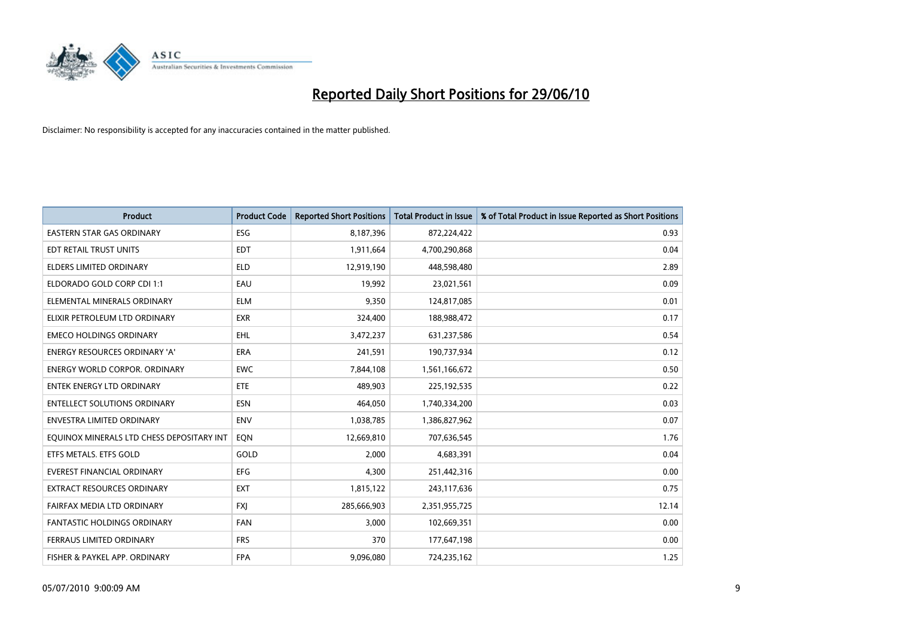# Reported Daily Short Positions for 29/06/10

Disclaimer: No responsibility is accepted for any inaccuracies contained in the matter published.

| Product | Product Code | Reported Short Positions | Total Product in Issue | % of Total Product in Issue Reported as Short Positions |
|---|---|---|---|---|
| EASTERN STAR GAS ORDINARY | ESG | 8,187,396 | 872,224,422 | 0.93 |
| EDT RETAIL TRUST UNITS | EDT | 1,911,664 | 4,700,290,868 | 0.04 |
| ELDERS LIMITED ORDINARY | ELD | 12,919,190 | 448,598,480 | 2.89 |
| ELDORADO GOLD CORP CDI 1:1 | EAU | 19,992 | 23,021,561 | 0.09 |
| ELEMENTAL MINERALS ORDINARY | ELM | 9,350 | 124,817,085 | 0.01 |
| ELIXIR PETROLEUM LTD ORDINARY | EXR | 324,400 | 188,988,472 | 0.17 |
| EMECO HOLDINGS ORDINARY | EHL | 3,472,237 | 631,237,586 | 0.54 |
| ENERGY RESOURCES ORDINARY 'A' | ERA | 241,591 | 190,737,934 | 0.12 |
| ENERGY WORLD CORPOR. ORDINARY | EWC | 7,844,108 | 1,561,166,672 | 0.50 |
| ENTEK ENERGY LTD ORDINARY | ETE | 489,903 | 225,192,535 | 0.22 |
| ENTELLECT SOLUTIONS ORDINARY | ESN | 464,050 | 1,740,334,200 | 0.03 |
| ENVESTRA LIMITED ORDINARY | ENV | 1,038,785 | 1,386,827,962 | 0.07 |
| EQUINOX MINERALS LTD CHESS DEPOSITARY INT | EQN | 12,669,810 | 707,636,545 | 1.76 |
| ETFS METALS. ETFS GOLD | GOLD | 2,000 | 4,683,391 | 0.04 |
| EVEREST FINANCIAL ORDINARY | EFG | 4,300 | 251,442,316 | 0.00 |
| EXTRACT RESOURCES ORDINARY | EXT | 1,815,122 | 243,117,636 | 0.75 |
| FAIRFAX MEDIA LTD ORDINARY | FXJ | 285,666,903 | 2,351,955,725 | 12.14 |
| FANTASTIC HOLDINGS ORDINARY | FAN | 3,000 | 102,669,351 | 0.00 |
| FERRAUS LIMITED ORDINARY | FRS | 370 | 177,647,198 | 0.00 |
| FISHER & PAYKEL APP. ORDINARY | FPA | 9,096,080 | 724,235,162 | 1.25 |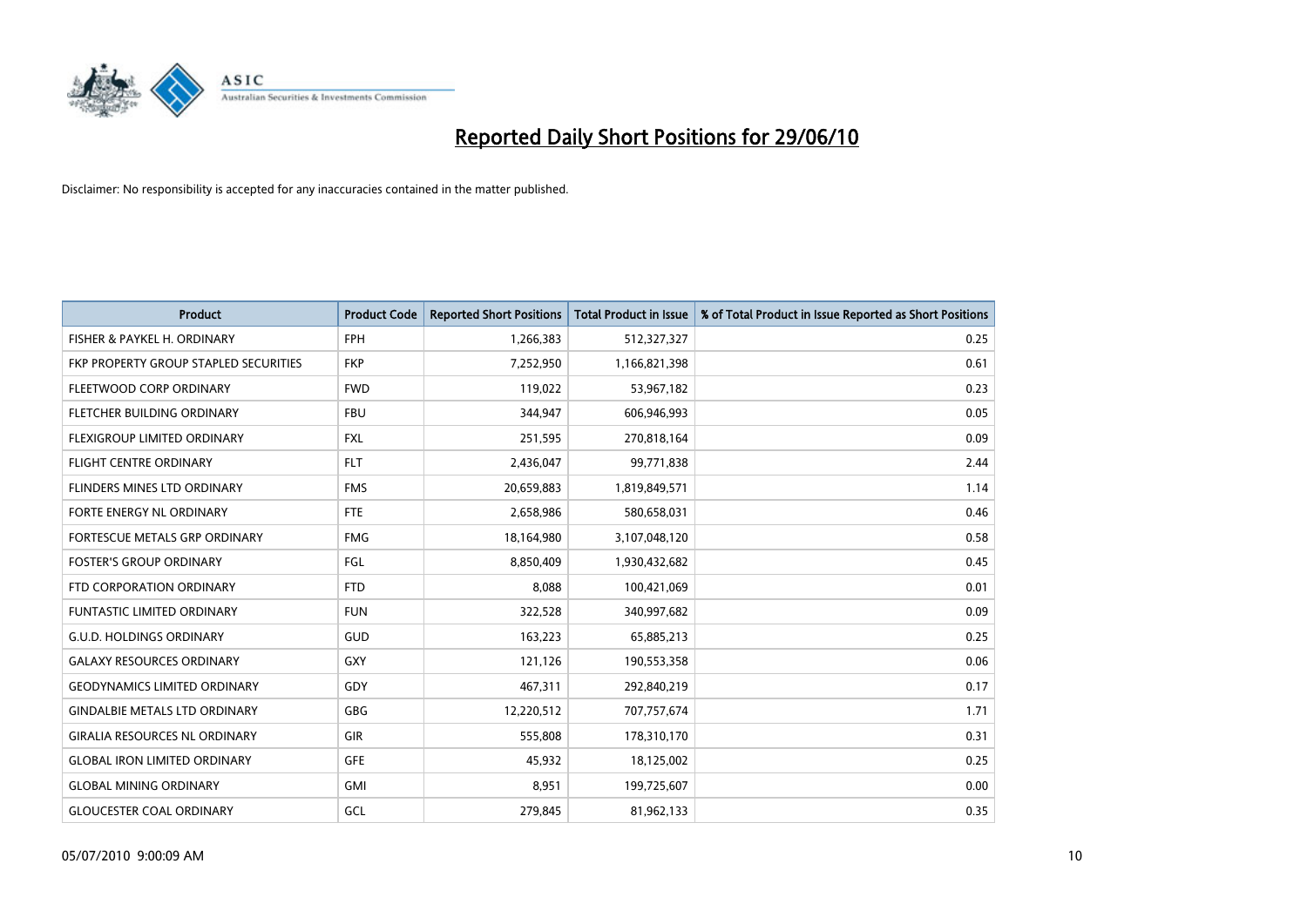# Reported Daily Short Positions for 29/06/10

Disclaimer: No responsibility is accepted for any inaccuracies contained in the matter published.

| Product | Product Code | Reported Short Positions | Total Product in Issue | % of Total Product in Issue Reported as Short Positions |
|---|---|---|---|---|
| FISHER & PAYKEL H. ORDINARY | FPH | 1,266,383 | 512,327,327 | 0.25 |
| FKP PROPERTY GROUP STAPLED SECURITIES | FKP | 7,252,950 | 1,166,821,398 | 0.61 |
| FLEETWOOD CORP ORDINARY | FWD | 119,022 | 53,967,182 | 0.23 |
| FLETCHER BUILDING ORDINARY | FBU | 344,947 | 606,946,993 | 0.05 |
| FLEXIGROUP LIMITED ORDINARY | FXL | 251,595 | 270,818,164 | 0.09 |
| FLIGHT CENTRE ORDINARY | FLT | 2,436,047 | 99,771,838 | 2.44 |
| FLINDERS MINES LTD ORDINARY | FMS | 20,659,883 | 1,819,849,571 | 1.14 |
| FORTE ENERGY NL ORDINARY | FTE | 2,658,986 | 580,658,031 | 0.46 |
| FORTESCUE METALS GRP ORDINARY | FMG | 18,164,980 | 3,107,048,120 | 0.58 |
| FOSTER'S GROUP ORDINARY | FGL | 8,850,409 | 1,930,432,682 | 0.45 |
| FTD CORPORATION ORDINARY | FTD | 8,088 | 100,421,069 | 0.01 |
| FUNTASTIC LIMITED ORDINARY | FUN | 322,528 | 340,997,682 | 0.09 |
| G.U.D. HOLDINGS ORDINARY | GUD | 163,223 | 65,885,213 | 0.25 |
| GALAXY RESOURCES ORDINARY | GXY | 121,126 | 190,553,358 | 0.06 |
| GEODYNAMICS LIMITED ORDINARY | GDY | 467,311 | 292,840,219 | 0.17 |
| GINDALBIE METALS LTD ORDINARY | GBG | 12,220,512 | 707,757,674 | 1.71 |
| GIRALIA RESOURCES NL ORDINARY | GIR | 555,808 | 178,310,170 | 0.31 |
| GLOBAL IRON LIMITED ORDINARY | GFE | 45,932 | 18,125,002 | 0.25 |
| GLOBAL MINING ORDINARY | GMI | 8,951 | 199,725,607 | 0.00 |
| GLOUCESTER COAL ORDINARY | GCL | 279,845 | 81,962,133 | 0.35 |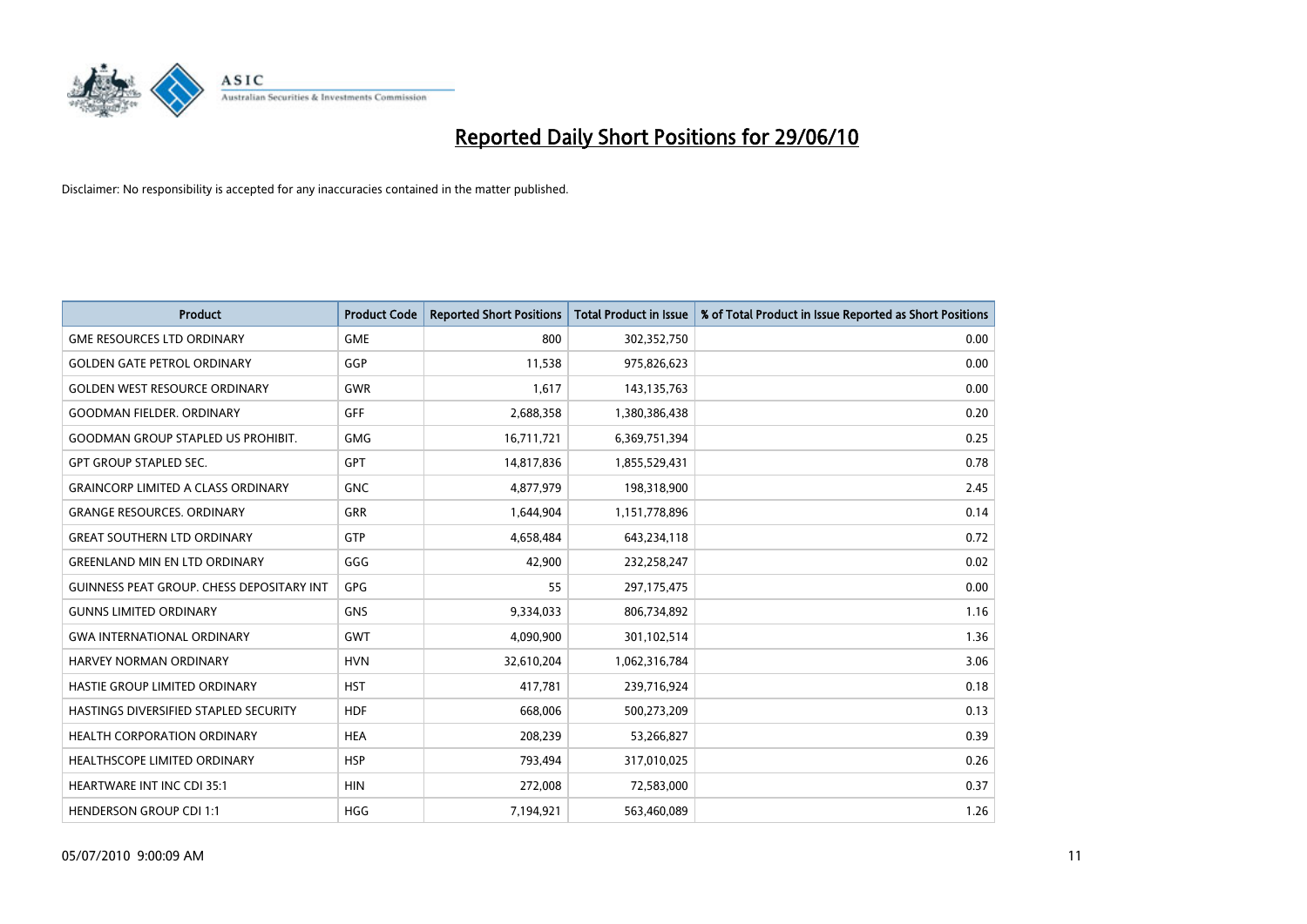# Reported Daily Short Positions for 29/06/10

Disclaimer: No responsibility is accepted for any inaccuracies contained in the matter published.

| Product | Product Code | Reported Short Positions | Total Product in Issue | % of Total Product in Issue Reported as Short Positions |
|---|---|---|---|---|
| GME RESOURCES LTD ORDINARY | GME | 800 | 302,352,750 | 0.00 |
| GOLDEN GATE PETROL ORDINARY | GGP | 11,538 | 975,826,623 | 0.00 |
| GOLDEN WEST RESOURCE ORDINARY | GWR | 1,617 | 143,135,763 | 0.00 |
| GOODMAN FIELDER. ORDINARY | GFF | 2,688,358 | 1,380,386,438 | 0.20 |
| GOODMAN GROUP STAPLED US PROHIBIT. | GMG | 16,711,721 | 6,369,751,394 | 0.25 |
| GPT GROUP STAPLED SEC. | GPT | 14,817,836 | 1,855,529,431 | 0.78 |
| GRAINCORP LIMITED A CLASS ORDINARY | GNC | 4,877,979 | 198,318,900 | 2.45 |
| GRANGE RESOURCES. ORDINARY | GRR | 1,644,904 | 1,151,778,896 | 0.14 |
| GREAT SOUTHERN LTD ORDINARY | GTP | 4,658,484 | 643,234,118 | 0.72 |
| GREENLAND MIN EN LTD ORDINARY | GGG | 42,900 | 232,258,247 | 0.02 |
| GUINNESS PEAT GROUP. CHESS DEPOSITARY INT | GPG | 55 | 297,175,475 | 0.00 |
| GUNNS LIMITED ORDINARY | GNS | 9,334,033 | 806,734,892 | 1.16 |
| GWA INTERNATIONAL ORDINARY | GWT | 4,090,900 | 301,102,514 | 1.36 |
| HARVEY NORMAN ORDINARY | HVN | 32,610,204 | 1,062,316,784 | 3.06 |
| HASTIE GROUP LIMITED ORDINARY | HST | 417,781 | 239,716,924 | 0.18 |
| HASTINGS DIVERSIFIED STAPLED SECURITY | HDF | 668,006 | 500,273,209 | 0.13 |
| HEALTH CORPORATION ORDINARY | HEA | 208,239 | 53,266,827 | 0.39 |
| HEALTHSCOPE LIMITED ORDINARY | HSP | 793,494 | 317,010,025 | 0.26 |
| HEARTWARE INT INC CDI 35:1 | HIN | 272,008 | 72,583,000 | 0.37 |
| HENDERSON GROUP CDI 1:1 | HGG | 7,194,921 | 563,460,089 | 1.26 |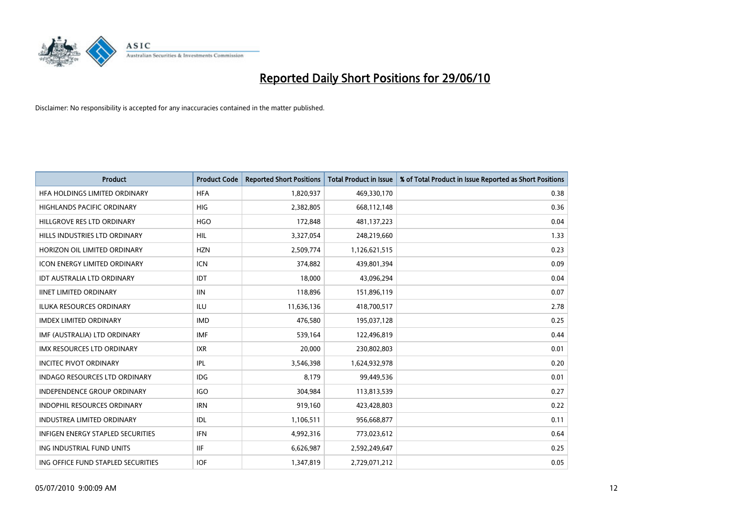# Reported Daily Short Positions for 29/06/10

Disclaimer: No responsibility is accepted for any inaccuracies contained in the matter published.

| Product | Product Code | Reported Short Positions | Total Product in Issue | % of Total Product in Issue Reported as Short Positions |
|---|---|---|---|---|
| HFA HOLDINGS LIMITED ORDINARY | HFA | 1,820,937 | 469,330,170 | 0.38 |
| HIGHLANDS PACIFIC ORDINARY | HIG | 2,382,805 | 668,112,148 | 0.36 |
| HILLGROVE RES LTD ORDINARY | HGO | 172,848 | 481,137,223 | 0.04 |
| HILLS INDUSTRIES LTD ORDINARY | HIL | 3,327,054 | 248,219,660 | 1.33 |
| HORIZON OIL LIMITED ORDINARY | HZN | 2,509,774 | 1,126,621,515 | 0.23 |
| ICON ENERGY LIMITED ORDINARY | ICN | 374,882 | 439,801,394 | 0.09 |
| IDT AUSTRALIA LTD ORDINARY | IDT | 18,000 | 43,096,294 | 0.04 |
| IINET LIMITED ORDINARY | IIN | 118,896 | 151,896,119 | 0.07 |
| ILUKA RESOURCES ORDINARY | ILU | 11,636,136 | 418,700,517 | 2.78 |
| IMDEX LIMITED ORDINARY | IMD | 476,580 | 195,037,128 | 0.25 |
| IMF (AUSTRALIA) LTD ORDINARY | IMF | 539,164 | 122,496,819 | 0.44 |
| IMX RESOURCES LTD ORDINARY | IXR | 20,000 | 230,802,803 | 0.01 |
| INCITEC PIVOT ORDINARY | IPL | 3,546,398 | 1,624,932,978 | 0.20 |
| INDAGO RESOURCES LTD ORDINARY | IDG | 8,179 | 99,449,536 | 0.01 |
| INDEPENDENCE GROUP ORDINARY | IGO | 304,984 | 113,813,539 | 0.27 |
| INDOPHIL RESOURCES ORDINARY | IRN | 919,160 | 423,428,803 | 0.22 |
| INDUSTREA LIMITED ORDINARY | IDL | 1,106,511 | 956,668,877 | 0.11 |
| INFIGEN ENERGY STAPLED SECURITIES | IFN | 4,992,316 | 773,023,612 | 0.64 |
| ING INDUSTRIAL FUND UNITS | IIF | 6,626,987 | 2,592,249,647 | 0.25 |
| ING OFFICE FUND STAPLED SECURITIES | IOF | 1,347,819 | 2,729,071,212 | 0.05 |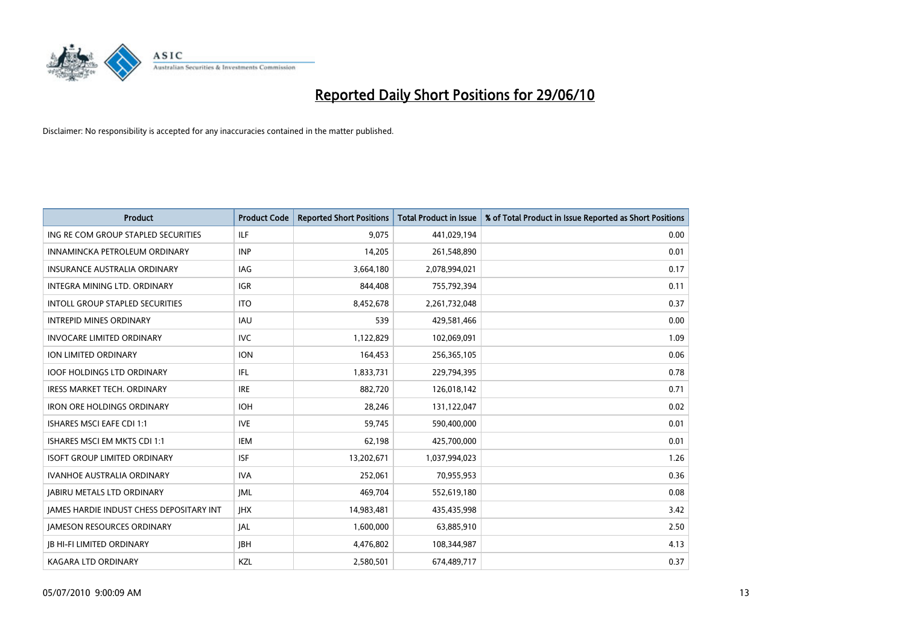# Reported Daily Short Positions for 29/06/10

Disclaimer: No responsibility is accepted for any inaccuracies contained in the matter published.

| Product | Product Code | Reported Short Positions | Total Product in Issue | % of Total Product in Issue Reported as Short Positions |
|---|---|---|---|---|
| ING RE COM GROUP STAPLED SECURITIES | ILF | 9,075 | 441,029,194 | 0.00 |
| INNAMINCKA PETROLEUM ORDINARY | INP | 14,205 | 261,548,890 | 0.01 |
| INSURANCE AUSTRALIA ORDINARY | IAG | 3,664,180 | 2,078,994,021 | 0.17 |
| INTEGRA MINING LTD. ORDINARY | IGR | 844,408 | 755,792,394 | 0.11 |
| INTOLL GROUP STAPLED SECURITIES | ITO | 8,452,678 | 2,261,732,048 | 0.37 |
| INTREPID MINES ORDINARY | IAU | 539 | 429,581,466 | 0.00 |
| INVOCARE LIMITED ORDINARY | IVC | 1,122,829 | 102,069,091 | 1.09 |
| ION LIMITED ORDINARY | ION | 164,453 | 256,365,105 | 0.06 |
| IOOF HOLDINGS LTD ORDINARY | IFL | 1,833,731 | 229,794,395 | 0.78 |
| IRESS MARKET TECH. ORDINARY | IRE | 882,720 | 126,018,142 | 0.71 |
| IRON ORE HOLDINGS ORDINARY | IOH | 28,246 | 131,122,047 | 0.02 |
| ISHARES MSCI EAFE CDI 1:1 | IVE | 59,745 | 590,400,000 | 0.01 |
| ISHARES MSCI EM MKTS CDI 1:1 | IEM | 62,198 | 425,700,000 | 0.01 |
| ISOFT GROUP LIMITED ORDINARY | ISF | 13,202,671 | 1,037,994,023 | 1.26 |
| IVANHOE AUSTRALIA ORDINARY | IVA | 252,061 | 70,955,953 | 0.36 |
| JABIRU METALS LTD ORDINARY | JML | 469,704 | 552,619,180 | 0.08 |
| JAMES HARDIE INDUST CHESS DEPOSITARY INT | JHX | 14,983,481 | 435,435,998 | 3.42 |
| JAMESON RESOURCES ORDINARY | JAL | 1,600,000 | 63,885,910 | 2.50 |
| JB HI-FI LIMITED ORDINARY | JBH | 4,476,802 | 108,344,987 | 4.13 |
| KAGARA LTD ORDINARY | KZL | 2,580,501 | 674,489,717 | 0.37 |

05/07/2010 9:00:09 AM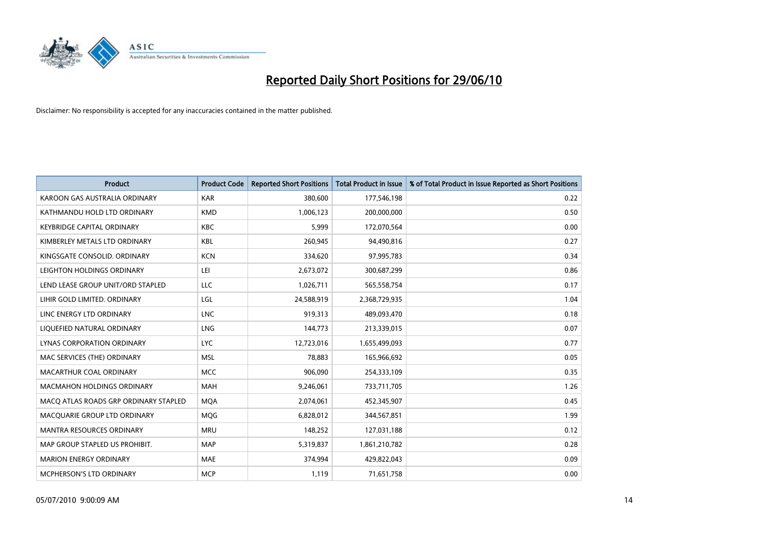# Reported Daily Short Positions for 29/06/10

Disclaimer: No responsibility is accepted for any inaccuracies contained in the matter published.

| Product | Product Code | Reported Short Positions | Total Product in Issue | % of Total Product in Issue Reported as Short Positions |
|---|---|---|---|---|
| KAROON GAS AUSTRALIA ORDINARY | KAR | 380,600 | 177,546,198 | 0.22 |
| KATHMANDU HOLD LTD ORDINARY | KMD | 1,006,123 | 200,000,000 | 0.50 |
| KEYBRIDGE CAPITAL ORDINARY | KBC | 5,999 | 172,070,564 | 0.00 |
| KIMBERLEY METALS LTD ORDINARY | KBL | 260,945 | 94,490,816 | 0.27 |
| KINGSGATE CONSOLID. ORDINARY | KCN | 334,620 | 97,995,783 | 0.34 |
| LEIGHTON HOLDINGS ORDINARY | LEI | 2,673,072 | 300,687,299 | 0.86 |
| LEND LEASE GROUP UNIT/ORD STAPLED | LLC | 1,026,711 | 565,558,754 | 0.17 |
| LIHIR GOLD LIMITED. ORDINARY | LGL | 24,588,919 | 2,368,729,935 | 1.04 |
| LINC ENERGY LTD ORDINARY | LNC | 919,313 | 489,093,470 | 0.18 |
| LIQUEFIED NATURAL ORDINARY | LNG | 144,773 | 213,339,015 | 0.07 |
| LYNAS CORPORATION ORDINARY | LYC | 12,723,016 | 1,655,499,093 | 0.77 |
| MAC SERVICES (THE) ORDINARY | MSL | 78,883 | 165,966,692 | 0.05 |
| MACARTHUR COAL ORDINARY | MCC | 906,090 | 254,333,109 | 0.35 |
| MACMAHON HOLDINGS ORDINARY | MAH | 9,246,061 | 733,711,705 | 1.26 |
| MACQ ATLAS ROADS GRP ORDINARY STAPLED | MQA | 2,074,061 | 452,345,907 | 0.45 |
| MACQUARIE GROUP LTD ORDINARY | MQG | 6,828,012 | 344,567,851 | 1.99 |
| MANTRA RESOURCES ORDINARY | MRU | 148,252 | 127,031,188 | 0.12 |
| MAP GROUP STAPLED US PROHIBIT. | MAP | 5,319,837 | 1,861,210,782 | 0.28 |
| MARION ENERGY ORDINARY | MAE | 374,994 | 429,822,043 | 0.09 |
| MCPHERSON'S LTD ORDINARY | MCP | 1,119 | 71,651,758 | 0.00 |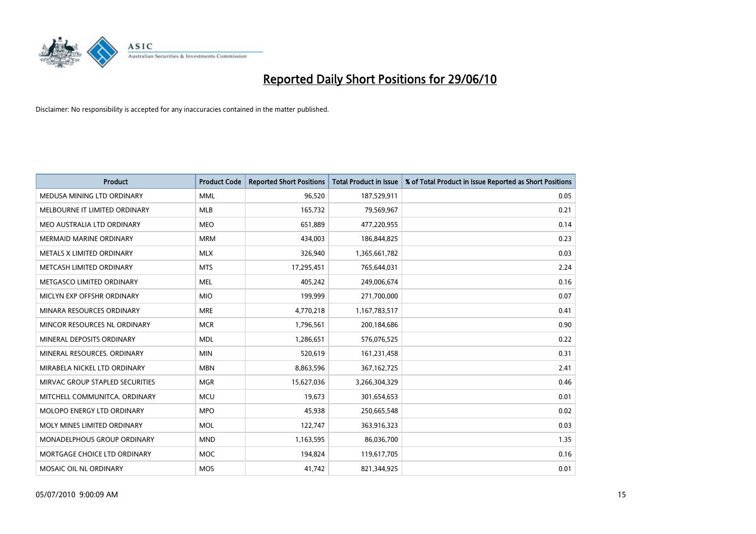# Reported Daily Short Positions for 29/06/10

Disclaimer: No responsibility is accepted for any inaccuracies contained in the matter published.

| Product | Product Code | Reported Short Positions | Total Product in Issue | % of Total Product in Issue Reported as Short Positions |
|---|---|---|---|---|
| MEDUSA MINING LTD ORDINARY | MML | 96,520 | 187,529,911 | 0.05 |
| MELBOURNE IT LIMITED ORDINARY | MLB | 165,732 | 79,569,967 | 0.21 |
| MEO AUSTRALIA LTD ORDINARY | MEO | 651,889 | 477,220,955 | 0.14 |
| MERMAID MARINE ORDINARY | MRM | 434,003 | 186,844,825 | 0.23 |
| METALS X LIMITED ORDINARY | MLX | 326,940 | 1,365,661,782 | 0.03 |
| METCASH LIMITED ORDINARY | MTS | 17,295,451 | 765,644,031 | 2.24 |
| METGASCO LIMITED ORDINARY | MEL | 405,242 | 249,006,674 | 0.16 |
| MICLYN EXP OFFSHR ORDINARY | MIO | 199,999 | 271,700,000 | 0.07 |
| MINARA RESOURCES ORDINARY | MRE | 4,770,218 | 1,167,783,517 | 0.41 |
| MINCOR RESOURCES NL ORDINARY | MCR | 1,796,561 | 200,184,686 | 0.90 |
| MINERAL DEPOSITS ORDINARY | MDL | 1,286,651 | 576,076,525 | 0.22 |
| MINERAL RESOURCES. ORDINARY | MIN | 520,619 | 161,231,458 | 0.31 |
| MIRABELA NICKEL LTD ORDINARY | MBN | 8,863,596 | 367,162,725 | 2.41 |
| MIRVAC GROUP STAPLED SECURITIES | MGR | 15,627,036 | 3,266,304,329 | 0.46 |
| MITCHELL COMMUNITCA. ORDINARY | MCU | 19,673 | 301,654,653 | 0.01 |
| MOLOPO ENERGY LTD ORDINARY | MPO | 45,938 | 250,665,548 | 0.02 |
| MOLY MINES LIMITED ORDINARY | MOL | 122,747 | 363,916,323 | 0.03 |
| MONADELPHOUS GROUP ORDINARY | MND | 1,163,595 | 86,036,700 | 1.35 |
| MORTGAGE CHOICE LTD ORDINARY | MOC | 194,824 | 119,617,705 | 0.16 |
| MOSAIC OIL NL ORDINARY | MOS | 41,742 | 821,344,925 | 0.01 |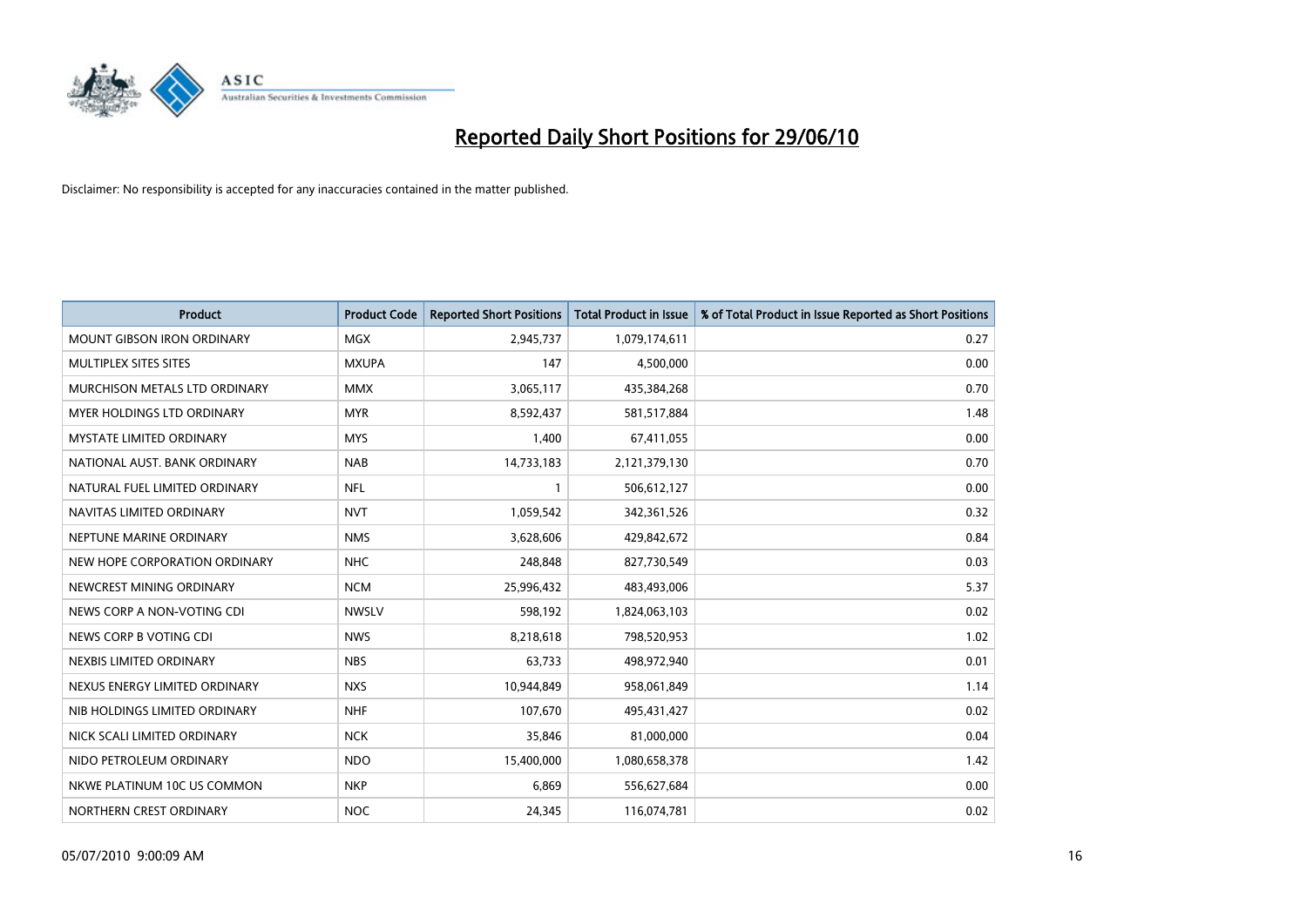# Reported Daily Short Positions for 29/06/10

Disclaimer: No responsibility is accepted for any inaccuracies contained in the matter published.

| Product | Product Code | Reported Short Positions | Total Product in Issue | % of Total Product in Issue Reported as Short Positions |
|---|---|---|---|---|
| MOUNT GIBSON IRON ORDINARY | MGX | 2,945,737 | 1,079,174,611 | 0.27 |
| MULTIPLEX SITES SITES | MXUPA | 147 | 4,500,000 | 0.00 |
| MURCHISON METALS LTD ORDINARY | MMX | 3,065,117 | 435,384,268 | 0.70 |
| MYER HOLDINGS LTD ORDINARY | MYR | 8,592,437 | 581,517,884 | 1.48 |
| MYSTATE LIMITED ORDINARY | MYS | 1,400 | 67,411,055 | 0.00 |
| NATIONAL AUST. BANK ORDINARY | NAB | 14,733,183 | 2,121,379,130 | 0.70 |
| NATURAL FUEL LIMITED ORDINARY | NFL | 1 | 506,612,127 | 0.00 |
| NAVITAS LIMITED ORDINARY | NVT | 1,059,542 | 342,361,526 | 0.32 |
| NEPTUNE MARINE ORDINARY | NMS | 3,628,606 | 429,842,672 | 0.84 |
| NEW HOPE CORPORATION ORDINARY | NHC | 248,848 | 827,730,549 | 0.03 |
| NEWCREST MINING ORDINARY | NCM | 25,996,432 | 483,493,006 | 5.37 |
| NEWS CORP A NON-VOTING CDI | NWSLV | 598,192 | 1,824,063,103 | 0.02 |
| NEWS CORP B VOTING CDI | NWS | 8,218,618 | 798,520,953 | 1.02 |
| NEXBIS LIMITED ORDINARY | NBS | 63,733 | 498,972,940 | 0.01 |
| NEXUS ENERGY LIMITED ORDINARY | NXS | 10,944,849 | 958,061,849 | 1.14 |
| NIB HOLDINGS LIMITED ORDINARY | NHF | 107,670 | 495,431,427 | 0.02 |
| NICK SCALI LIMITED ORDINARY | NCK | 35,846 | 81,000,000 | 0.04 |
| NIDO PETROLEUM ORDINARY | NDO | 15,400,000 | 1,080,658,378 | 1.42 |
| NKWE PLATINUM 10C US COMMON | NKP | 6,869 | 556,627,684 | 0.00 |
| NORTHERN CREST ORDINARY | NOC | 24,345 | 116,074,781 | 0.02 |

05/07/2010 9:00:09 AM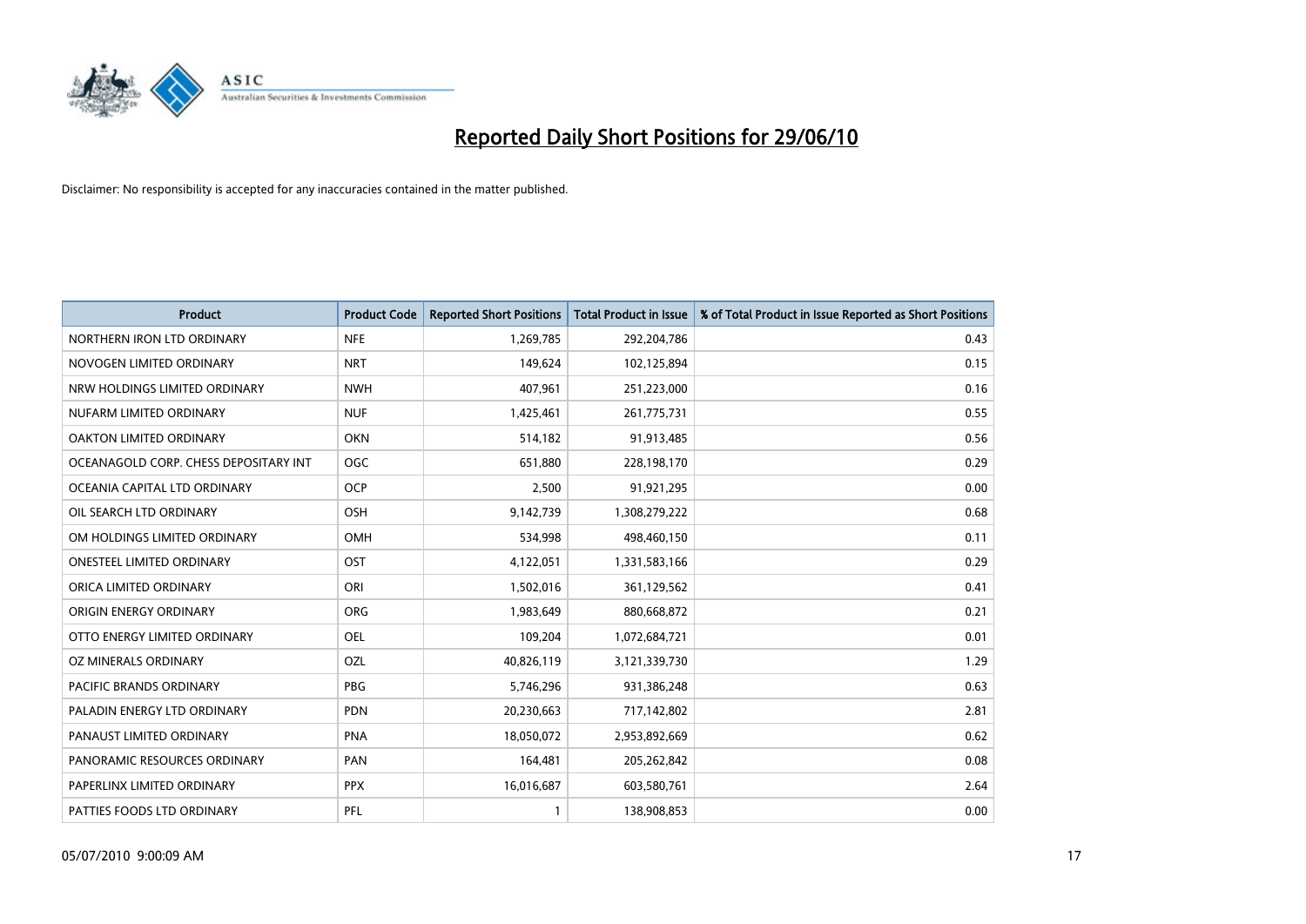# Reported Daily Short Positions for 29/06/10

Disclaimer: No responsibility is accepted for any inaccuracies contained in the matter published.

| Product | Product Code | Reported Short Positions | Total Product in Issue | % of Total Product in Issue Reported as Short Positions |
|---|---|---|---|---|
| NORTHERN IRON LTD ORDINARY | NFE | 1,269,785 | 292,204,786 | 0.43 |
| NOVOGEN LIMITED ORDINARY | NRT | 149,624 | 102,125,894 | 0.15 |
| NRW HOLDINGS LIMITED ORDINARY | NWH | 407,961 | 251,223,000 | 0.16 |
| NUFARM LIMITED ORDINARY | NUF | 1,425,461 | 261,775,731 | 0.55 |
| OAKTON LIMITED ORDINARY | OKN | 514,182 | 91,913,485 | 0.56 |
| OCEANAGOLD CORP. CHESS DEPOSITARY INT | OGC | 651,880 | 228,198,170 | 0.29 |
| OCEANIA CAPITAL LTD ORDINARY | OCP | 2,500 | 91,921,295 | 0.00 |
| OIL SEARCH LTD ORDINARY | OSH | 9,142,739 | 1,308,279,222 | 0.68 |
| OM HOLDINGS LIMITED ORDINARY | OMH | 534,998 | 498,460,150 | 0.11 |
| ONESTEEL LIMITED ORDINARY | OST | 4,122,051 | 1,331,583,166 | 0.29 |
| ORICA LIMITED ORDINARY | ORI | 1,502,016 | 361,129,562 | 0.41 |
| ORIGIN ENERGY ORDINARY | ORG | 1,983,649 | 880,668,872 | 0.21 |
| OTTO ENERGY LIMITED ORDINARY | OEL | 109,204 | 1,072,684,721 | 0.01 |
| OZ MINERALS ORDINARY | OZL | 40,826,119 | 3,121,339,730 | 1.29 |
| PACIFIC BRANDS ORDINARY | PBG | 5,746,296 | 931,386,248 | 0.63 |
| PALADIN ENERGY LTD ORDINARY | PDN | 20,230,663 | 717,142,802 | 2.81 |
| PANAUST LIMITED ORDINARY | PNA | 18,050,072 | 2,953,892,669 | 0.62 |
| PANORAMIC RESOURCES ORDINARY | PAN | 164,481 | 205,262,842 | 0.08 |
| PAPERLINX LIMITED ORDINARY | PPX | 16,016,687 | 603,580,761 | 2.64 |
| PATTIES FOODS LTD ORDINARY | PFL | 1 | 138,908,853 | 0.00 |

05/07/2010 9:00:09 AM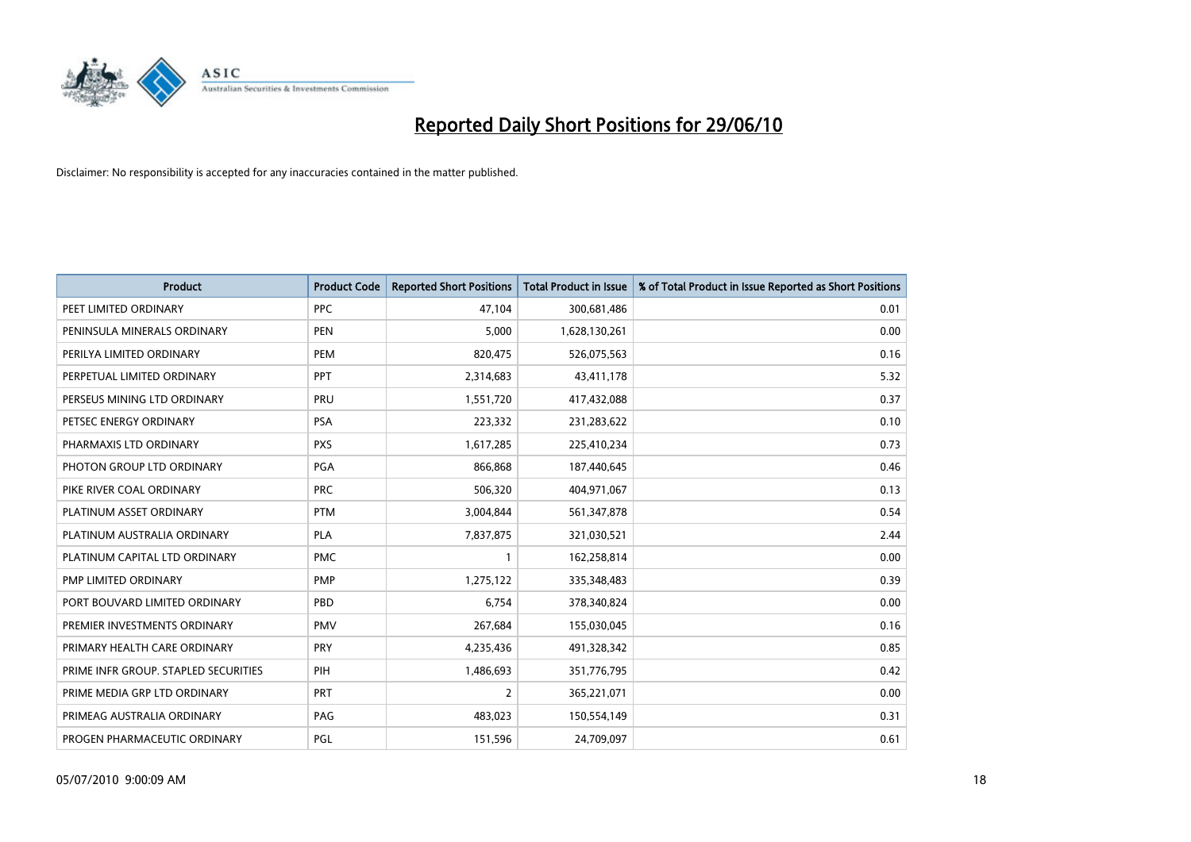# Reported Daily Short Positions for 29/06/10

Disclaimer: No responsibility is accepted for any inaccuracies contained in the matter published.

| Product | Product Code | Reported Short Positions | Total Product in Issue | % of Total Product in Issue Reported as Short Positions |
|---|---|---|---|---|
| PEET LIMITED ORDINARY | PPC | 47,104 | 300,681,486 | 0.01 |
| PENINSULA MINERALS ORDINARY | PEN | 5,000 | 1,628,130,261 | 0.00 |
| PERILYA LIMITED ORDINARY | PEM | 820,475 | 526,075,563 | 0.16 |
| PERPETUAL LIMITED ORDINARY | PPT | 2,314,683 | 43,411,178 | 5.32 |
| PERSEUS MINING LTD ORDINARY | PRU | 1,551,720 | 417,432,088 | 0.37 |
| PETSEC ENERGY ORDINARY | PSA | 223,332 | 231,283,622 | 0.10 |
| PHARMAXIS LTD ORDINARY | PXS | 1,617,285 | 225,410,234 | 0.73 |
| PHOTON GROUP LTD ORDINARY | PGA | 866,868 | 187,440,645 | 0.46 |
| PIKE RIVER COAL ORDINARY | PRC | 506,320 | 404,971,067 | 0.13 |
| PLATINUM ASSET ORDINARY | PTM | 3,004,844 | 561,347,878 | 0.54 |
| PLATINUM AUSTRALIA ORDINARY | PLA | 7,837,875 | 321,030,521 | 2.44 |
| PLATINUM CAPITAL LTD ORDINARY | PMC | 1 | 162,258,814 | 0.00 |
| PMP LIMITED ORDINARY | PMP | 1,275,122 | 335,348,483 | 0.39 |
| PORT BOUVARD LIMITED ORDINARY | PBD | 6,754 | 378,340,824 | 0.00 |
| PREMIER INVESTMENTS ORDINARY | PMV | 267,684 | 155,030,045 | 0.16 |
| PRIMARY HEALTH CARE ORDINARY | PRY | 4,235,436 | 491,328,342 | 0.85 |
| PRIME INFR GROUP. STAPLED SECURITIES | PIH | 1,486,693 | 351,776,795 | 0.42 |
| PRIME MEDIA GRP LTD ORDINARY | PRT | 2 | 365,221,071 | 0.00 |
| PRIMEAG AUSTRALIA ORDINARY | PAG | 483,023 | 150,554,149 | 0.31 |
| PROGEN PHARMACEUTIC ORDINARY | PGL | 151,596 | 24,709,097 | 0.61 |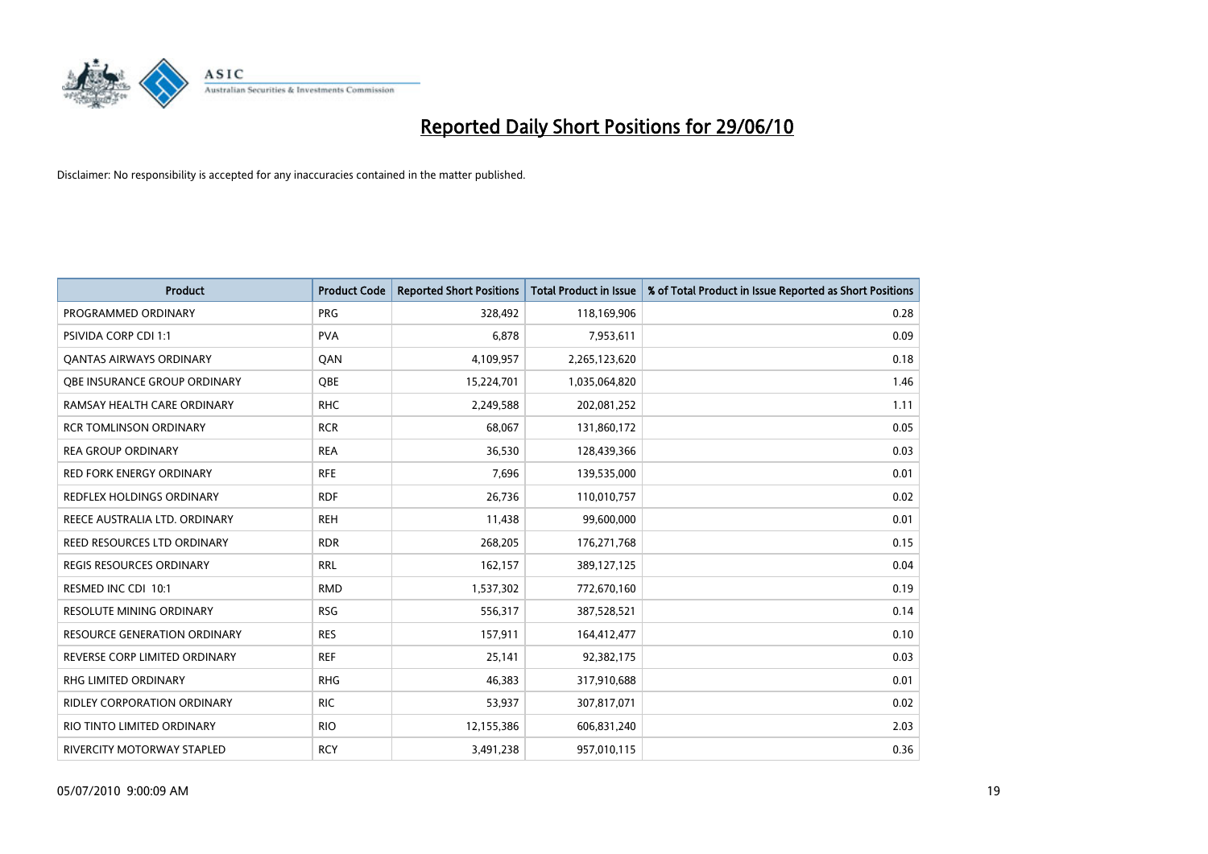# Reported Daily Short Positions for 29/06/10

Disclaimer: No responsibility is accepted for any inaccuracies contained in the matter published.

| Product | Product Code | Reported Short Positions | Total Product in Issue | % of Total Product in Issue Reported as Short Positions |
|---|---|---|---|---|
| PROGRAMMED ORDINARY | PRG | 328,492 | 118,169,906 | 0.28 |
| PSIVIDA CORP CDI 1:1 | PVA | 6,878 | 7,953,611 | 0.09 |
| QANTAS AIRWAYS ORDINARY | QAN | 4,109,957 | 2,265,123,620 | 0.18 |
| QBE INSURANCE GROUP ORDINARY | QBE | 15,224,701 | 1,035,064,820 | 1.46 |
| RAMSAY HEALTH CARE ORDINARY | RHC | 2,249,588 | 202,081,252 | 1.11 |
| RCR TOMLINSON ORDINARY | RCR | 68,067 | 131,860,172 | 0.05 |
| REA GROUP ORDINARY | REA | 36,530 | 128,439,366 | 0.03 |
| RED FORK ENERGY ORDINARY | RFE | 7,696 | 139,535,000 | 0.01 |
| REDFLEX HOLDINGS ORDINARY | RDF | 26,736 | 110,010,757 | 0.02 |
| REECE AUSTRALIA LTD. ORDINARY | REH | 11,438 | 99,600,000 | 0.01 |
| REED RESOURCES LTD ORDINARY | RDR | 268,205 | 176,271,768 | 0.15 |
| REGIS RESOURCES ORDINARY | RRL | 162,157 | 389,127,125 | 0.04 |
| RESMED INC CDI 10:1 | RMD | 1,537,302 | 772,670,160 | 0.19 |
| RESOLUTE MINING ORDINARY | RSG | 556,317 | 387,528,521 | 0.14 |
| RESOURCE GENERATION ORDINARY | RES | 157,911 | 164,412,477 | 0.10 |
| REVERSE CORP LIMITED ORDINARY | REF | 25,141 | 92,382,175 | 0.03 |
| RHG LIMITED ORDINARY | RHG | 46,383 | 317,910,688 | 0.01 |
| RIDLEY CORPORATION ORDINARY | RIC | 53,937 | 307,817,071 | 0.02 |
| RIO TINTO LIMITED ORDINARY | RIO | 12,155,386 | 606,831,240 | 2.03 |
| RIVERCITY MOTORWAY STAPLED | RCY | 3,491,238 | 957,010,115 | 0.36 |

05/07/2010 9:00:09 AM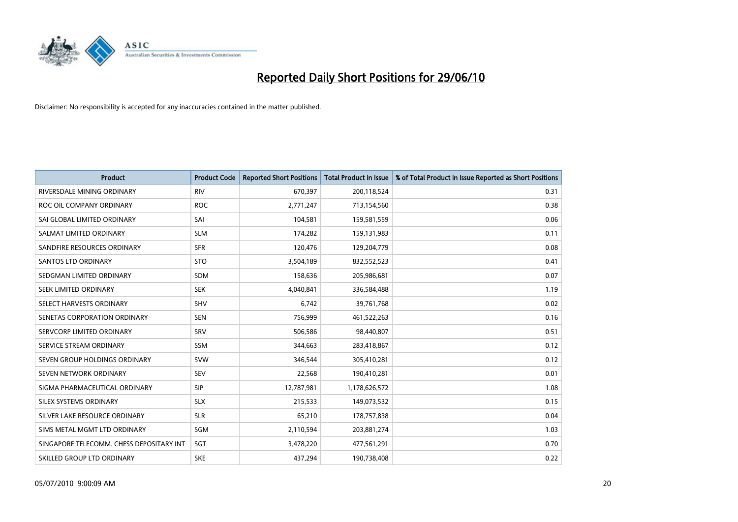# Reported Daily Short Positions for 29/06/10

Disclaimer: No responsibility is accepted for any inaccuracies contained in the matter published.

| Product | Product Code | Reported Short Positions | Total Product in Issue | % of Total Product in Issue Reported as Short Positions |
|---|---|---|---|---|
| RIVERSDALE MINING ORDINARY | RIV | 670,397 | 200,118,524 | 0.31 |
| ROC OIL COMPANY ORDINARY | ROC | 2,771,247 | 713,154,560 | 0.38 |
| SAI GLOBAL LIMITED ORDINARY | SAI | 104,581 | 159,581,559 | 0.06 |
| SALMAT LIMITED ORDINARY | SLM | 174,282 | 159,131,983 | 0.11 |
| SANDFIRE RESOURCES ORDINARY | SFR | 120,476 | 129,204,779 | 0.08 |
| SANTOS LTD ORDINARY | STO | 3,504,189 | 832,552,523 | 0.41 |
| SEDGMAN LIMITED ORDINARY | SDM | 158,636 | 205,986,681 | 0.07 |
| SEEK LIMITED ORDINARY | SEK | 4,040,841 | 336,584,488 | 1.19 |
| SELECT HARVESTS ORDINARY | SHV | 6,742 | 39,761,768 | 0.02 |
| SENETAS CORPORATION ORDINARY | SEN | 756,999 | 461,522,263 | 0.16 |
| SERVCORP LIMITED ORDINARY | SRV | 506,586 | 98,440,807 | 0.51 |
| SERVICE STREAM ORDINARY | SSM | 344,663 | 283,418,867 | 0.12 |
| SEVEN GROUP HOLDINGS ORDINARY | SVW | 346,544 | 305,410,281 | 0.12 |
| SEVEN NETWORK ORDINARY | SEV | 22,568 | 190,410,281 | 0.01 |
| SIGMA PHARMACEUTICAL ORDINARY | SIP | 12,787,981 | 1,178,626,572 | 1.08 |
| SILEX SYSTEMS ORDINARY | SLX | 215,533 | 149,073,532 | 0.15 |
| SILVER LAKE RESOURCE ORDINARY | SLR | 65,210 | 178,757,838 | 0.04 |
| SIMS METAL MGMT LTD ORDINARY | SGM | 2,110,594 | 203,881,274 | 1.03 |
| SINGAPORE TELECOMM. CHESS DEPOSITARY INT | SGT | 3,478,220 | 477,561,291 | 0.70 |
| SKILLED GROUP LTD ORDINARY | SKE | 437,294 | 190,738,408 | 0.22 |

05/07/2010 9:00:09 AM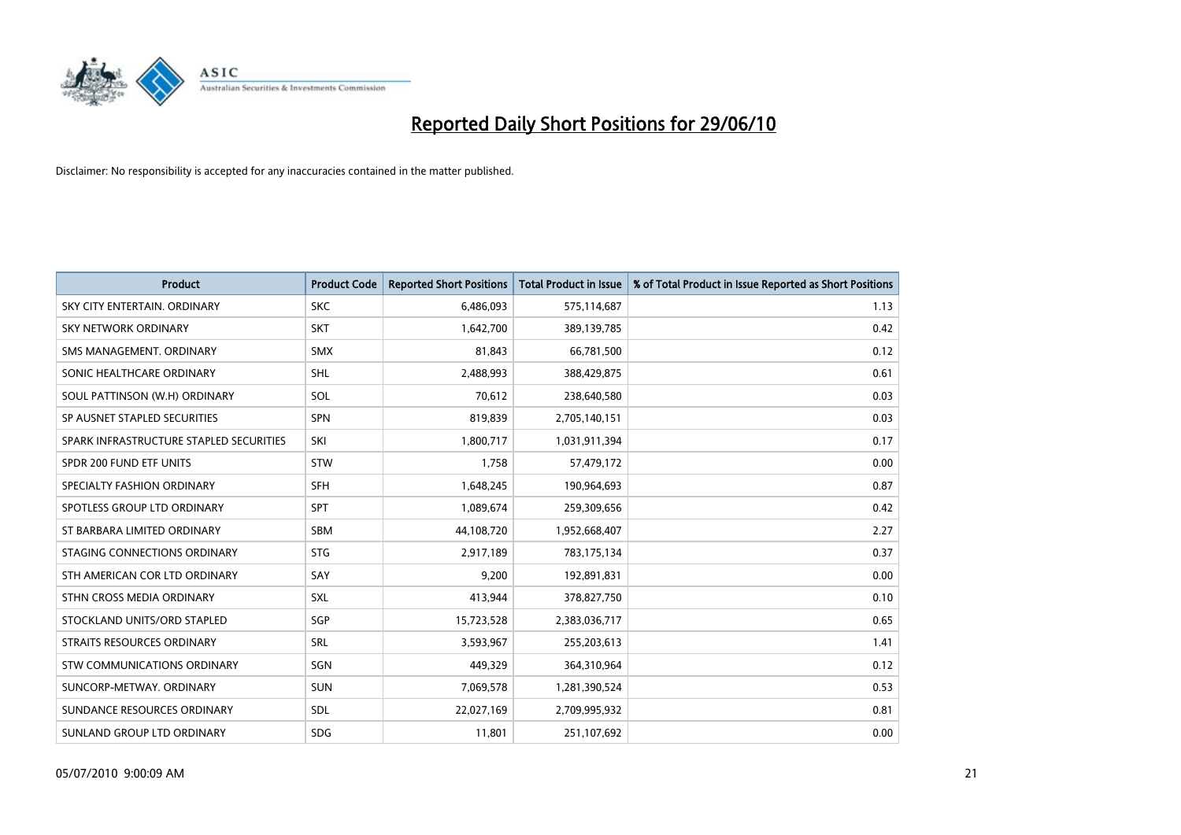# Reported Daily Short Positions for 29/06/10

Disclaimer: No responsibility is accepted for any inaccuracies contained in the matter published.

| Product | Product Code | Reported Short Positions | Total Product in Issue | % of Total Product in Issue Reported as Short Positions |
|---|---|---|---|---|
| SKY CITY ENTERTAIN. ORDINARY | SKC | 6,486,093 | 575,114,687 | 1.13 |
| SKY NETWORK ORDINARY | SKT | 1,642,700 | 389,139,785 | 0.42 |
| SMS MANAGEMENT. ORDINARY | SMX | 81,843 | 66,781,500 | 0.12 |
| SONIC HEALTHCARE ORDINARY | SHL | 2,488,993 | 388,429,875 | 0.61 |
| SOUL PATTINSON (W.H) ORDINARY | SOL | 70,612 | 238,640,580 | 0.03 |
| SP AUSNET STAPLED SECURITIES | SPN | 819,839 | 2,705,140,151 | 0.03 |
| SPARK INFRASTRUCTURE STAPLED SECURITIES | SKI | 1,800,717 | 1,031,911,394 | 0.17 |
| SPDR 200 FUND ETF UNITS | STW | 1,758 | 57,479,172 | 0.00 |
| SPECIALTY FASHION ORDINARY | SFH | 1,648,245 | 190,964,693 | 0.87 |
| SPOTLESS GROUP LTD ORDINARY | SPT | 1,089,674 | 259,309,656 | 0.42 |
| ST BARBARA LIMITED ORDINARY | SBM | 44,108,720 | 1,952,668,407 | 2.27 |
| STAGING CONNECTIONS ORDINARY | STG | 2,917,189 | 783,175,134 | 0.37 |
| STH AMERICAN COR LTD ORDINARY | SAY | 9,200 | 192,891,831 | 0.00 |
| STHN CROSS MEDIA ORDINARY | SXL | 413,944 | 378,827,750 | 0.10 |
| STOCKLAND UNITS/ORD STAPLED | SGP | 15,723,528 | 2,383,036,717 | 0.65 |
| STRAITS RESOURCES ORDINARY | SRL | 3,593,967 | 255,203,613 | 1.41 |
| STW COMMUNICATIONS ORDINARY | SGN | 449,329 | 364,310,964 | 0.12 |
| SUNCORP-METWAY. ORDINARY | SUN | 7,069,578 | 1,281,390,524 | 0.53 |
| SUNDANCE RESOURCES ORDINARY | SDL | 22,027,169 | 2,709,995,932 | 0.81 |
| SUNLAND GROUP LTD ORDINARY | SDG | 11,801 | 251,107,692 | 0.00 |

05/07/2010 9:00:09 AM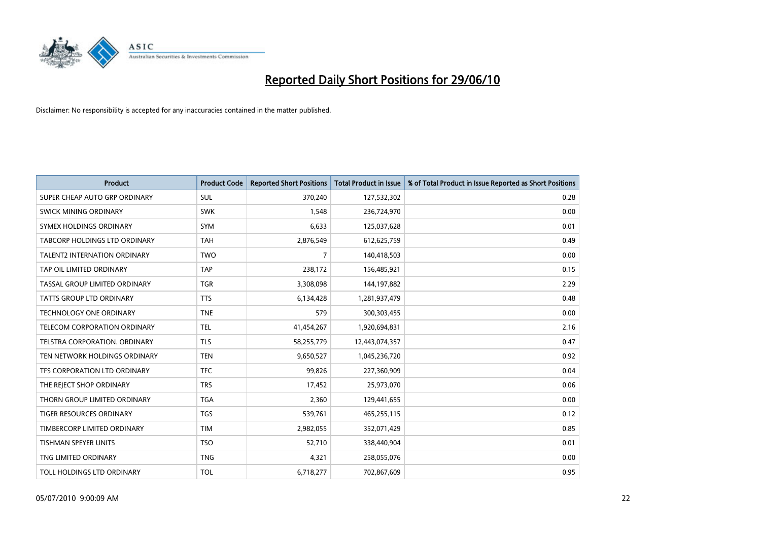# Reported Daily Short Positions for 29/06/10

Disclaimer: No responsibility is accepted for any inaccuracies contained in the matter published.

| Product | Product Code | Reported Short Positions | Total Product in Issue | % of Total Product in Issue Reported as Short Positions |
|---|---|---|---|---|
| SUPER CHEAP AUTO GRP ORDINARY | SUL | 370,240 | 127,532,302 | 0.28 |
| SWICK MINING ORDINARY | SWK | 1,548 | 236,724,970 | 0.00 |
| SYMEX HOLDINGS ORDINARY | SYM | 6,633 | 125,037,628 | 0.01 |
| TABCORP HOLDINGS LTD ORDINARY | TAH | 2,876,549 | 612,625,759 | 0.49 |
| TALENT2 INTERNATION ORDINARY | TWO | 7 | 140,418,503 | 0.00 |
| TAP OIL LIMITED ORDINARY | TAP | 238,172 | 156,485,921 | 0.15 |
| TASSAL GROUP LIMITED ORDINARY | TGR | 3,308,098 | 144,197,882 | 2.29 |
| TATTS GROUP LTD ORDINARY | TTS | 6,134,428 | 1,281,937,479 | 0.48 |
| TECHNOLOGY ONE ORDINARY | TNE | 579 | 300,303,455 | 0.00 |
| TELECOM CORPORATION ORDINARY | TEL | 41,454,267 | 1,920,694,831 | 2.16 |
| TELSTRA CORPORATION. ORDINARY | TLS | 58,255,779 | 12,443,074,357 | 0.47 |
| TEN NETWORK HOLDINGS ORDINARY | TEN | 9,650,527 | 1,045,236,720 | 0.92 |
| TFS CORPORATION LTD ORDINARY | TFC | 99,826 | 227,360,909 | 0.04 |
| THE REJECT SHOP ORDINARY | TRS | 17,452 | 25,973,070 | 0.06 |
| THORN GROUP LIMITED ORDINARY | TGA | 2,360 | 129,441,655 | 0.00 |
| TIGER RESOURCES ORDINARY | TGS | 539,761 | 465,255,115 | 0.12 |
| TIMBERCORP LIMITED ORDINARY | TIM | 2,982,055 | 352,071,429 | 0.85 |
| TISHMAN SPEYER UNITS | TSO | 52,710 | 338,440,904 | 0.01 |
| TNG LIMITED ORDINARY | TNG | 4,321 | 258,055,076 | 0.00 |
| TOLL HOLDINGS LTD ORDINARY | TOL | 6,718,277 | 702,867,609 | 0.95 |

05/07/2010 9:00:09 AM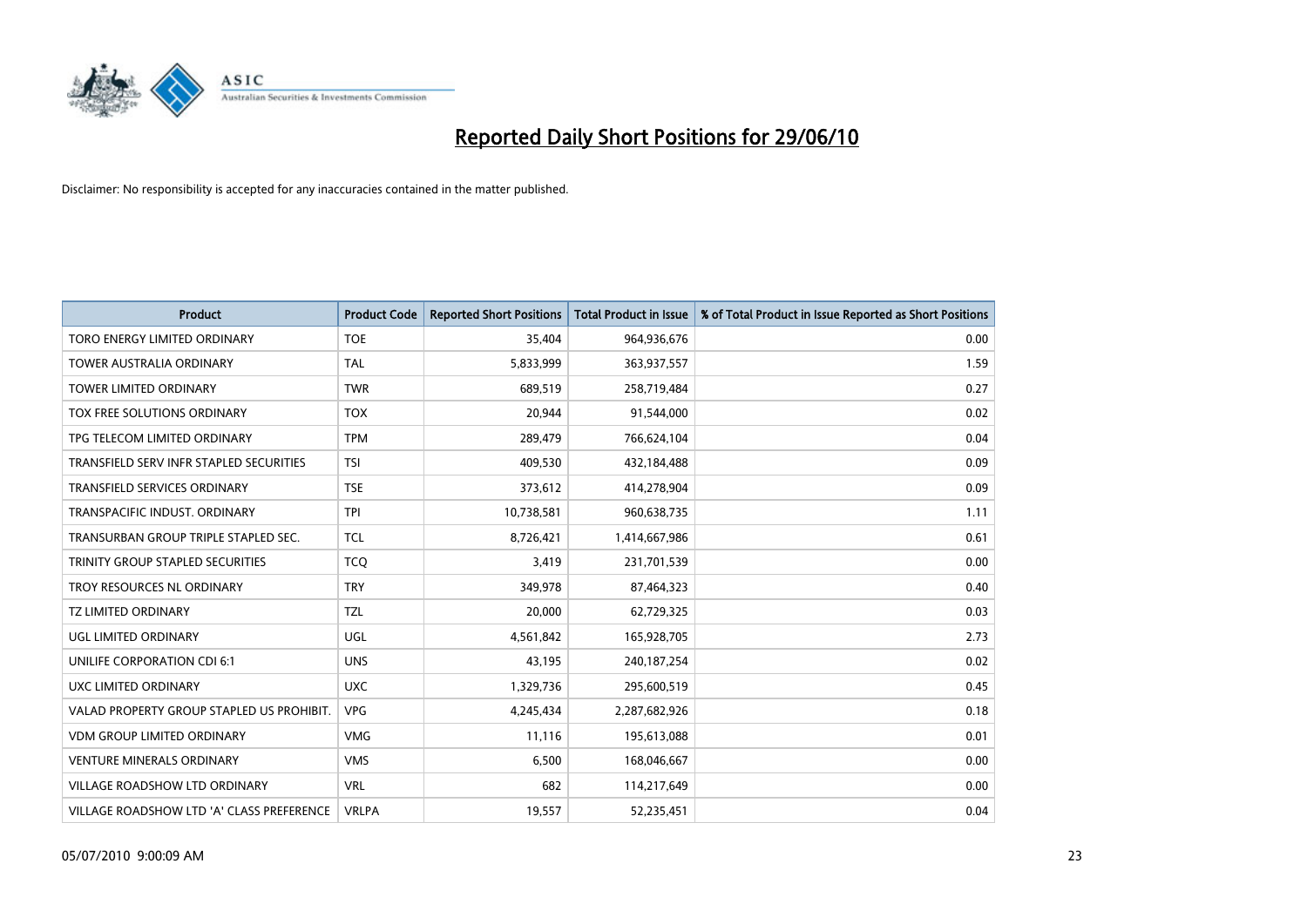# Reported Daily Short Positions for 29/06/10

Disclaimer: No responsibility is accepted for any inaccuracies contained in the matter published.

| Product | Product Code | Reported Short Positions | Total Product in Issue | % of Total Product in Issue Reported as Short Positions |
|---|---|---|---|---|
| TORO ENERGY LIMITED ORDINARY | TOE | 35,404 | 964,936,676 | 0.00 |
| TOWER AUSTRALIA ORDINARY | TAL | 5,833,999 | 363,937,557 | 1.59 |
| TOWER LIMITED ORDINARY | TWR | 689,519 | 258,719,484 | 0.27 |
| TOX FREE SOLUTIONS ORDINARY | TOX | 20,944 | 91,544,000 | 0.02 |
| TPG TELECOM LIMITED ORDINARY | TPM | 289,479 | 766,624,104 | 0.04 |
| TRANSFIELD SERV INFR STAPLED SECURITIES | TSI | 409,530 | 432,184,488 | 0.09 |
| TRANSFIELD SERVICES ORDINARY | TSE | 373,612 | 414,278,904 | 0.09 |
| TRANSPACIFIC INDUST. ORDINARY | TPI | 10,738,581 | 960,638,735 | 1.11 |
| TRANSURBAN GROUP TRIPLE STAPLED SEC. | TCL | 8,726,421 | 1,414,667,986 | 0.61 |
| TRINITY GROUP STAPLED SECURITIES | TCQ | 3,419 | 231,701,539 | 0.00 |
| TROY RESOURCES NL ORDINARY | TRY | 349,978 | 87,464,323 | 0.40 |
| TZ LIMITED ORDINARY | TZL | 20,000 | 62,729,325 | 0.03 |
| UGL LIMITED ORDINARY | UGL | 4,561,842 | 165,928,705 | 2.73 |
| UNILIFE CORPORATION CDI 6:1 | UNS | 43,195 | 240,187,254 | 0.02 |
| UXC LIMITED ORDINARY | UXC | 1,329,736 | 295,600,519 | 0.45 |
| VALAD PROPERTY GROUP STAPLED US PROHIBIT. | VPG | 4,245,434 | 2,287,682,926 | 0.18 |
| VDM GROUP LIMITED ORDINARY | VMG | 11,116 | 195,613,088 | 0.01 |
| VENTURE MINERALS ORDINARY | VMS | 6,500 | 168,046,667 | 0.00 |
| VILLAGE ROADSHOW LTD ORDINARY | VRL | 682 | 114,217,649 | 0.00 |
| VILLAGE ROADSHOW LTD 'A' CLASS PREFERENCE | VRLPA | 19,557 | 52,235,451 | 0.04 |

05/07/2010 9:00:09 AM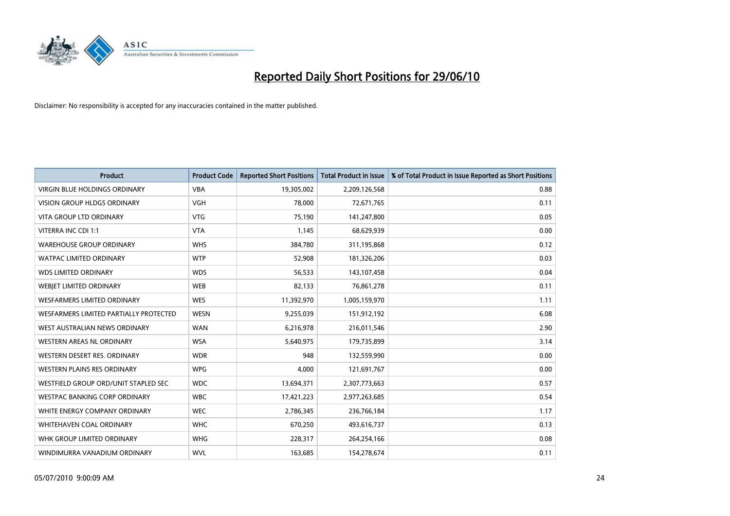# Reported Daily Short Positions for 29/06/10

Disclaimer: No responsibility is accepted for any inaccuracies contained in the matter published.

| Product | Product Code | Reported Short Positions | Total Product in Issue | % of Total Product in Issue Reported as Short Positions |
|---|---|---|---|---|
| VIRGIN BLUE HOLDINGS ORDINARY | VBA | 19,305,002 | 2,209,126,568 | 0.88 |
| VISION GROUP HLDGS ORDINARY | VGH | 78,000 | 72,671,765 | 0.11 |
| VITA GROUP LTD ORDINARY | VTG | 75,190 | 141,247,800 | 0.05 |
| VITERRA INC CDI 1:1 | VTA | 1,145 | 68,629,939 | 0.00 |
| WAREHOUSE GROUP ORDINARY | WHS | 384,780 | 311,195,868 | 0.12 |
| WATPAC LIMITED ORDINARY | WTP | 52,908 | 181,326,206 | 0.03 |
| WDS LIMITED ORDINARY | WDS | 56,533 | 143,107,458 | 0.04 |
| WEBJET LIMITED ORDINARY | WEB | 82,133 | 76,861,278 | 0.11 |
| WESFARMERS LIMITED ORDINARY | WES | 11,392,970 | 1,005,159,970 | 1.11 |
| WESFARMERS LIMITED PARTIALLY PROTECTED | WESN | 9,255,039 | 151,912,192 | 6.08 |
| WEST AUSTRALIAN NEWS ORDINARY | WAN | 6,216,978 | 216,011,546 | 2.90 |
| WESTERN AREAS NL ORDINARY | WSA | 5,640,975 | 179,735,899 | 3.14 |
| WESTERN DESERT RES. ORDINARY | WDR | 948 | 132,559,990 | 0.00 |
| WESTERN PLAINS RES ORDINARY | WPG | 4,000 | 121,691,767 | 0.00 |
| WESTFIELD GROUP ORD/UNIT STAPLED SEC | WDC | 13,694,371 | 2,307,773,663 | 0.57 |
| WESTPAC BANKING CORP ORDINARY | WBC | 17,421,223 | 2,977,263,685 | 0.54 |
| WHITE ENERGY COMPANY ORDINARY | WEC | 2,786,345 | 236,766,184 | 1.17 |
| WHITEHAVEN COAL ORDINARY | WHC | 670,250 | 493,616,737 | 0.13 |
| WHK GROUP LIMITED ORDINARY | WHG | 228,317 | 264,254,166 | 0.08 |
| WINDIMURRA VANADIUM ORDINARY | WVL | 163,685 | 154,278,674 | 0.11 |

05/07/2010 9:00:09 AM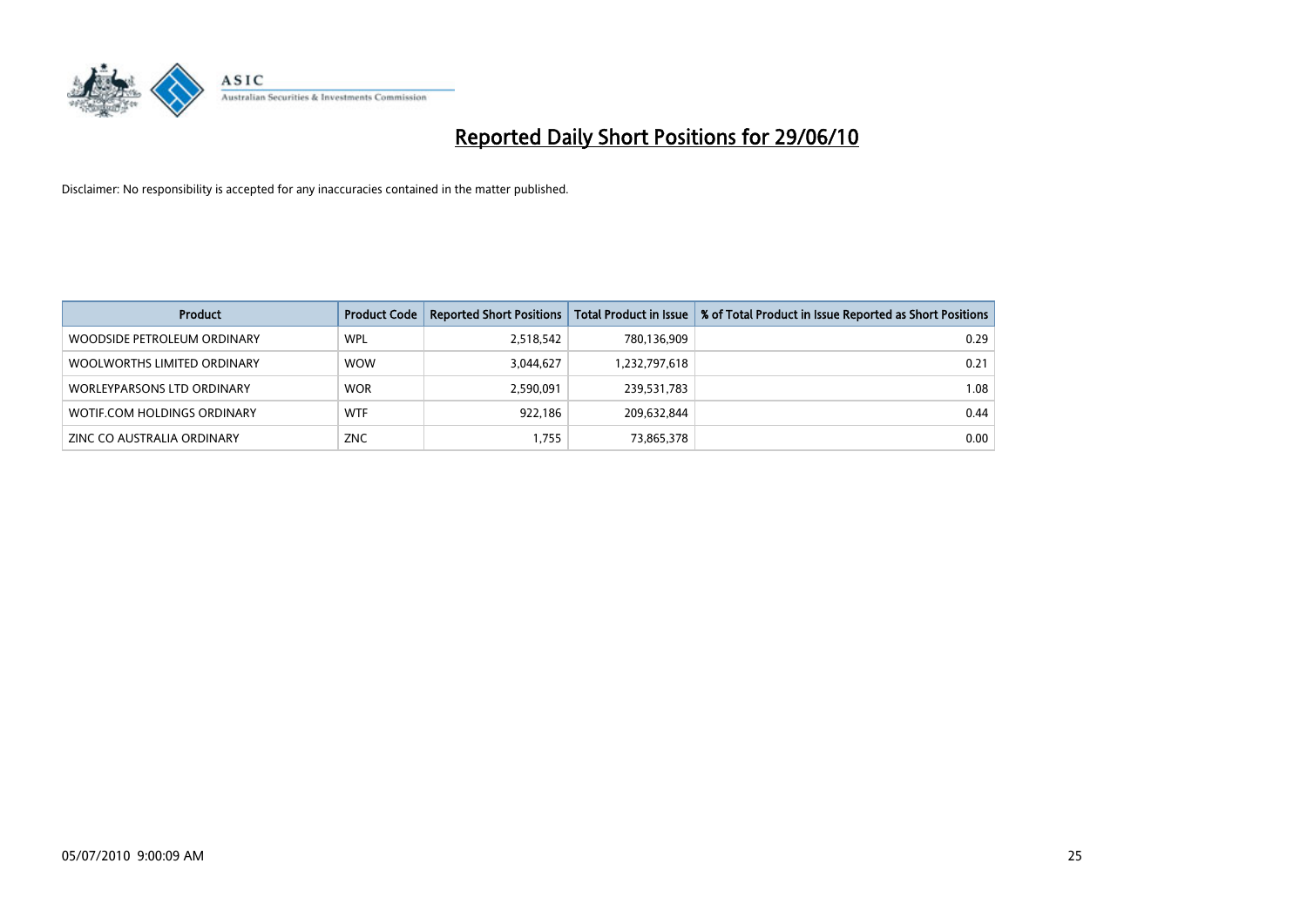# Reported Daily Short Positions for 29/06/10

Disclaimer: No responsibility is accepted for any inaccuracies contained in the matter published.

| Product | Product Code | Reported Short Positions | Total Product in Issue | % of Total Product in Issue Reported as Short Positions |
|---|---|---|---|---|
| WOODSIDE PETROLEUM ORDINARY | WPL | 2,518,542 | 780,136,909 | 0.29 |
| WOOLWORTHS LIMITED ORDINARY | WOW | 3,044,627 | 1,232,797,618 | 0.21 |
| WORLEYPARSONS LTD ORDINARY | WOR | 2,590,091 | 239,531,783 | 1.08 |
| WOTIF.COM HOLDINGS ORDINARY | WTF | 922,186 | 209,632,844 | 0.44 |
| ZINC CO AUSTRALIA ORDINARY | ZNC | 1,755 | 73,865,378 | 0.00 |

05/07/2010 9:00:09 AM